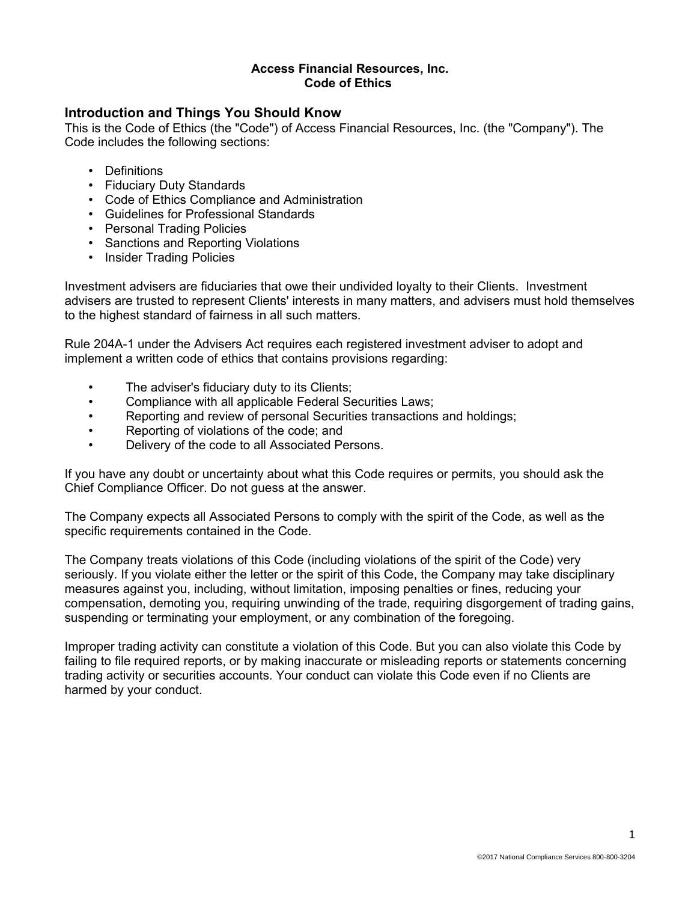# Access Financial Resources, Inc.
# Code of Ethics

## Introduction and Things You Should Know

This is the Code of Ethics (the "Code") of Access Financial Resources, Inc. (the "Company"). The Code includes the following sections:

- Definitions
- Fiduciary Duty Standards
- Code of Ethics Compliance and Administration
- Guidelines for Professional Standards
- Personal Trading Policies
- Sanctions and Reporting Violations
- Insider Trading Policies

Investment advisers are fiduciaries that owe their undivided loyalty to their Clients. Investment advisers are trusted to represent Clients' interests in many matters, and advisers must hold themselves to the highest standard of fairness in all such matters.

Rule 204A-1 under the Advisers Act requires each registered investment adviser to adopt and implement a written code of ethics that contains provisions regarding:

- The adviser's fiduciary duty to its Clients;
- Compliance with all applicable Federal Securities Laws;
- Reporting and review of personal Securities transactions and holdings;
- Reporting of violations of the code; and
- Delivery of the code to all Associated Persons.

If you have any doubt or uncertainty about what this Code requires or permits, you should ask the Chief Compliance Officer. Do not guess at the answer.

The Company expects all Associated Persons to comply with the spirit of the Code, as well as the specific requirements contained in the Code.

The Company treats violations of this Code (including violations of the spirit of the Code) very seriously. If you violate either the letter or the spirit of this Code, the Company may take disciplinary measures against you, including, without limitation, imposing penalties or fines, reducing your compensation, demoting you, requiring unwinding of the trade, requiring disgorgement of trading gains, suspending or terminating your employment, or any combination of the foregoing.

Improper trading activity can constitute a violation of this Code. But you can also violate this Code by failing to file required reports, or by making inaccurate or misleading reports or statements concerning trading activity or securities accounts. Your conduct can violate this Code even if no Clients are harmed by your conduct.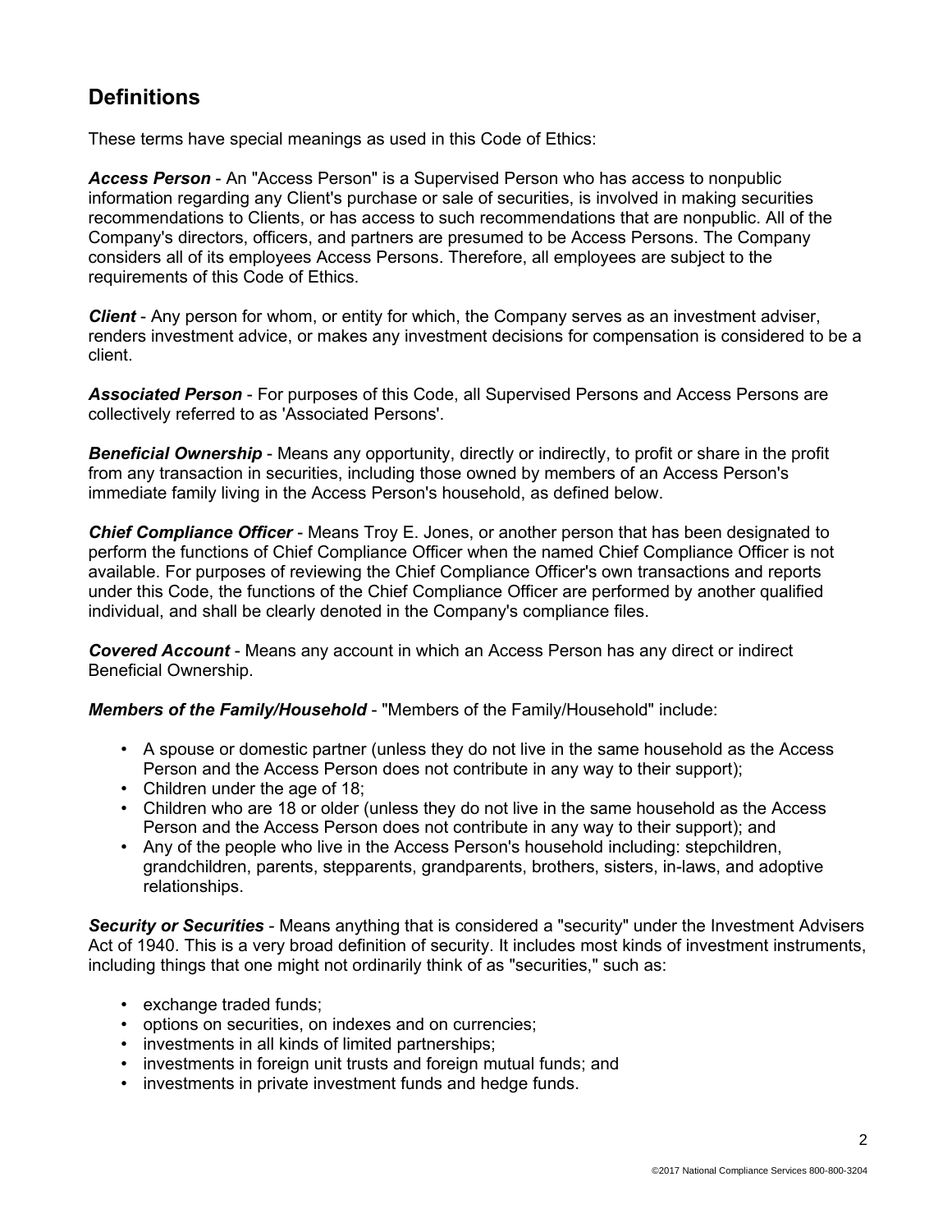## Definitions

These terms have special meanings as used in this Code of Ethics:

***Access Person*** - An "Access Person" is a Supervised Person who has access to nonpublic information regarding any Client's purchase or sale of securities, is involved in making securities recommendations to Clients, or has access to such recommendations that are nonpublic. All of the Company's directors, officers, and partners are presumed to be Access Persons. The Company considers all of its employees Access Persons. Therefore, all employees are subject to the requirements of this Code of Ethics.

***Client*** - Any person for whom, or entity for which, the Company serves as an investment adviser, renders investment advice, or makes any investment decisions for compensation is considered to be a client.

***Associated Person*** - For purposes of this Code, all Supervised Persons and Access Persons are collectively referred to as 'Associated Persons'.

***Beneficial Ownership*** - Means any opportunity, directly or indirectly, to profit or share in the profit from any transaction in securities, including those owned by members of an Access Person's immediate family living in the Access Person's household, as defined below.

***Chief Compliance Officer*** - Means Troy E. Jones, or another person that has been designated to perform the functions of Chief Compliance Officer when the named Chief Compliance Officer is not available. For purposes of reviewing the Chief Compliance Officer's own transactions and reports under this Code, the functions of the Chief Compliance Officer are performed by another qualified individual, and shall be clearly denoted in the Company's compliance files.

***Covered Account*** - Means any account in which an Access Person has any direct or indirect Beneficial Ownership.

***Members of the Family/Household*** - "Members of the Family/Household" include:

- A spouse or domestic partner (unless they do not live in the same household as the Access Person and the Access Person does not contribute in any way to their support);
- Children under the age of 18;
- Children who are 18 or older (unless they do not live in the same household as the Access Person and the Access Person does not contribute in any way to their support); and
- Any of the people who live in the Access Person's household including: stepchildren, grandchildren, parents, stepparents, grandparents, brothers, sisters, in-laws, and adoptive relationships.

***Security or Securities*** - Means anything that is considered a "security" under the Investment Advisers Act of 1940. This is a very broad definition of security. It includes most kinds of investment instruments, including things that one might not ordinarily think of as "securities," such as:

- exchange traded funds;
- options on securities, on indexes and on currencies;
- investments in all kinds of limited partnerships;
- investments in foreign unit trusts and foreign mutual funds; and
- investments in private investment funds and hedge funds.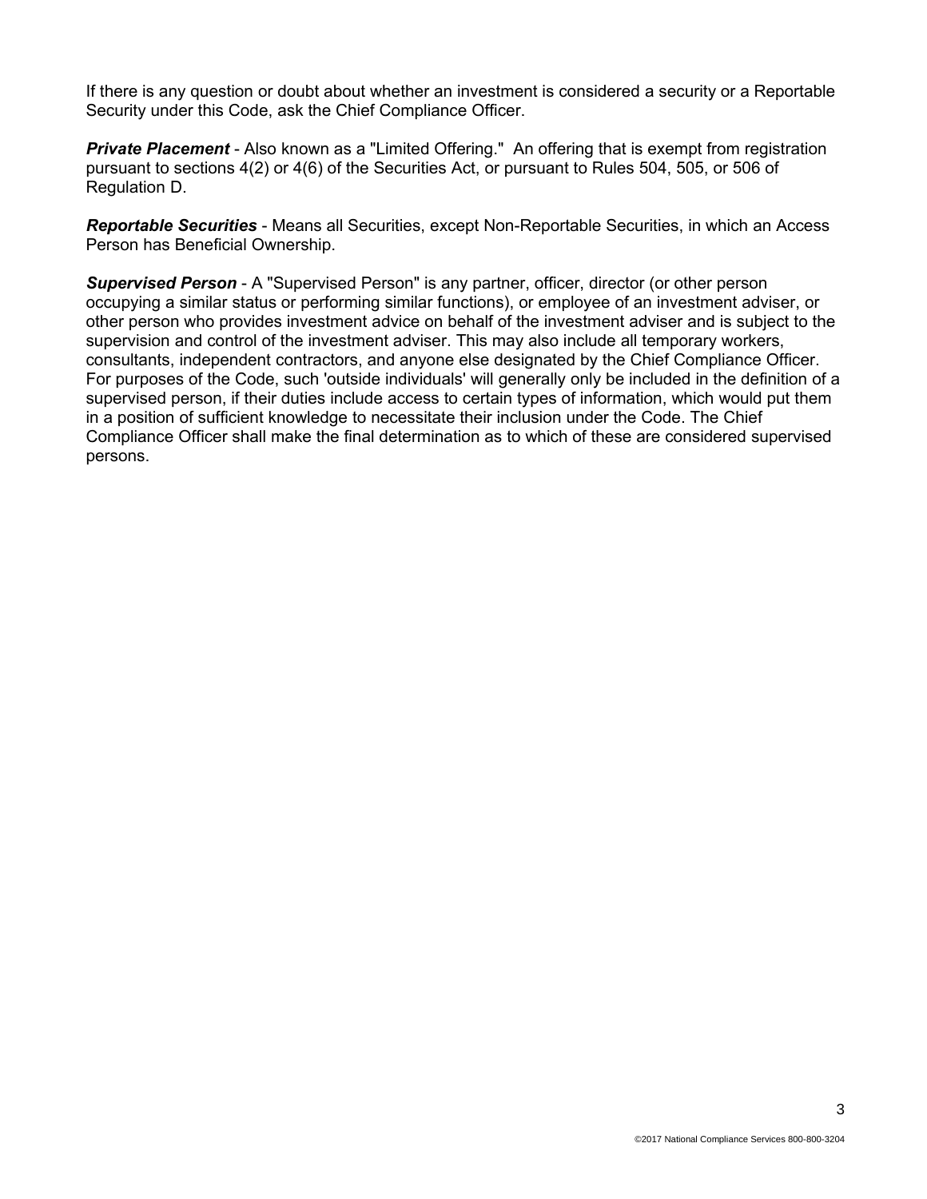If there is any question or doubt about whether an investment is considered a security or a Reportable Security under this Code, ask the Chief Compliance Officer.

***Private Placement*** - Also known as a "Limited Offering." An offering that is exempt from registration pursuant to sections 4(2) or 4(6) of the Securities Act, or pursuant to Rules 504, 505, or 506 of Regulation D.

***Reportable Securities*** - Means all Securities, except Non-Reportable Securities, in which an Access Person has Beneficial Ownership.

***Supervised Person*** - A "Supervised Person" is any partner, officer, director (or other person occupying a similar status or performing similar functions), or employee of an investment adviser, or other person who provides investment advice on behalf of the investment adviser and is subject to the supervision and control of the investment adviser. This may also include all temporary workers, consultants, independent contractors, and anyone else designated by the Chief Compliance Officer. For purposes of the Code, such 'outside individuals' will generally only be included in the definition of a supervised person, if their duties include access to certain types of information, which would put them in a position of sufficient knowledge to necessitate their inclusion under the Code. The Chief Compliance Officer shall make the final determination as to which of these are considered supervised persons.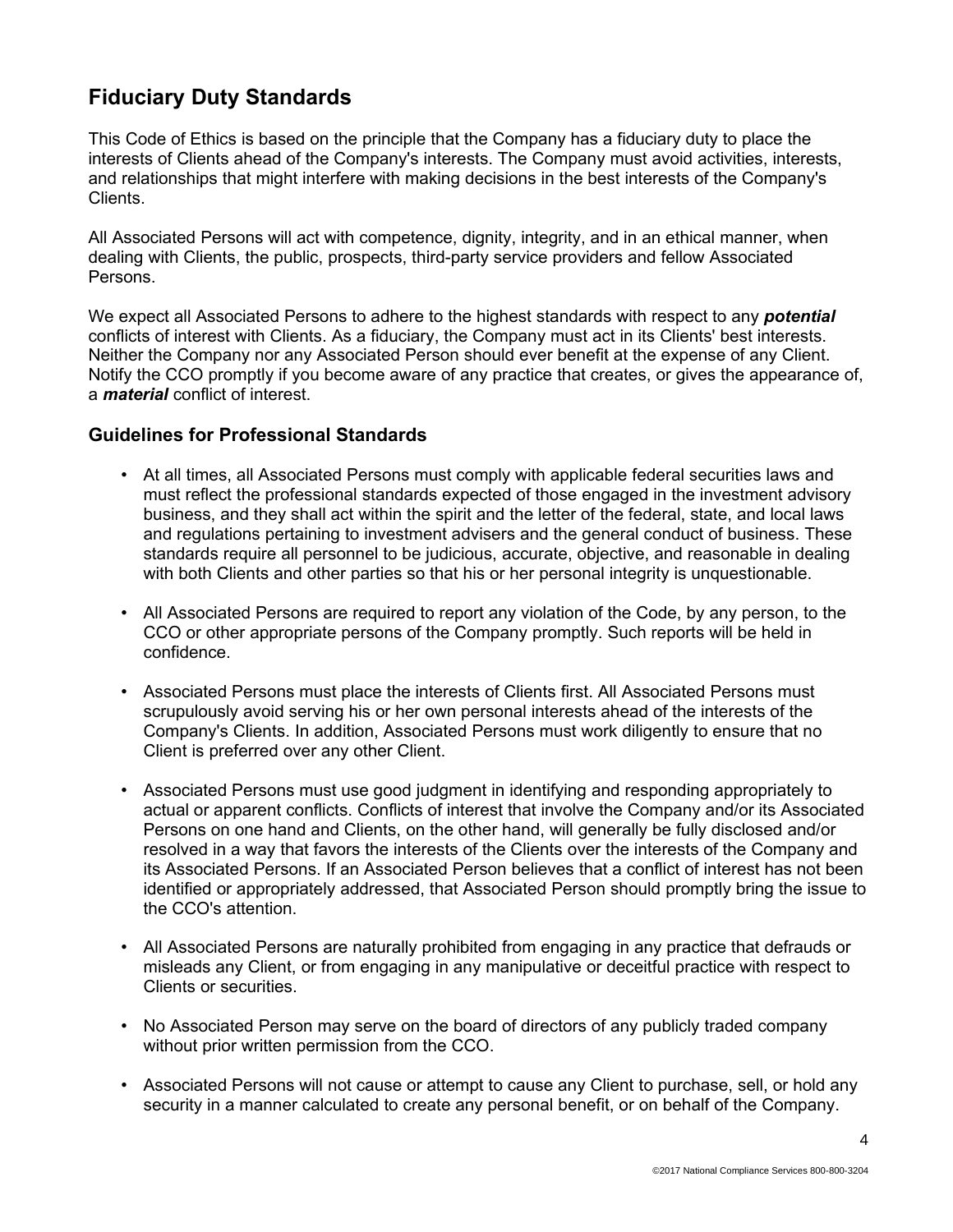## Fiduciary Duty Standards

This Code of Ethics is based on the principle that the Company has a fiduciary duty to place the interests of Clients ahead of the Company's interests. The Company must avoid activities, interests, and relationships that might interfere with making decisions in the best interests of the Company's Clients.

All Associated Persons will act with competence, dignity, integrity, and in an ethical manner, when dealing with Clients, the public, prospects, third-party service providers and fellow Associated Persons.

We expect all Associated Persons to adhere to the highest standards with respect to any ***potential*** conflicts of interest with Clients. As a fiduciary, the Company must act in its Clients' best interests. Neither the Company nor any Associated Person should ever benefit at the expense of any Client. Notify the CCO promptly if you become aware of any practice that creates, or gives the appearance of, a ***material*** conflict of interest.

### Guidelines for Professional Standards

- At all times, all Associated Persons must comply with applicable federal securities laws and must reflect the professional standards expected of those engaged in the investment advisory business, and they shall act within the spirit and the letter of the federal, state, and local laws and regulations pertaining to investment advisers and the general conduct of business. These standards require all personnel to be judicious, accurate, objective, and reasonable in dealing with both Clients and other parties so that his or her personal integrity is unquestionable.

- All Associated Persons are required to report any violation of the Code, by any person, to the CCO or other appropriate persons of the Company promptly. Such reports will be held in confidence.

- Associated Persons must place the interests of Clients first. All Associated Persons must scrupulously avoid serving his or her own personal interests ahead of the interests of the Company's Clients. In addition, Associated Persons must work diligently to ensure that no Client is preferred over any other Client.

- Associated Persons must use good judgment in identifying and responding appropriately to actual or apparent conflicts. Conflicts of interest that involve the Company and/or its Associated Persons on one hand and Clients, on the other hand, will generally be fully disclosed and/or resolved in a way that favors the interests of the Clients over the interests of the Company and its Associated Persons. If an Associated Person believes that a conflict of interest has not been identified or appropriately addressed, that Associated Person should promptly bring the issue to the CCO's attention.

- All Associated Persons are naturally prohibited from engaging in any practice that defrauds or misleads any Client, or from engaging in any manipulative or deceitful practice with respect to Clients or securities.

- No Associated Person may serve on the board of directors of any publicly traded company without prior written permission from the CCO.

- Associated Persons will not cause or attempt to cause any Client to purchase, sell, or hold any security in a manner calculated to create any personal benefit, or on behalf of the Company.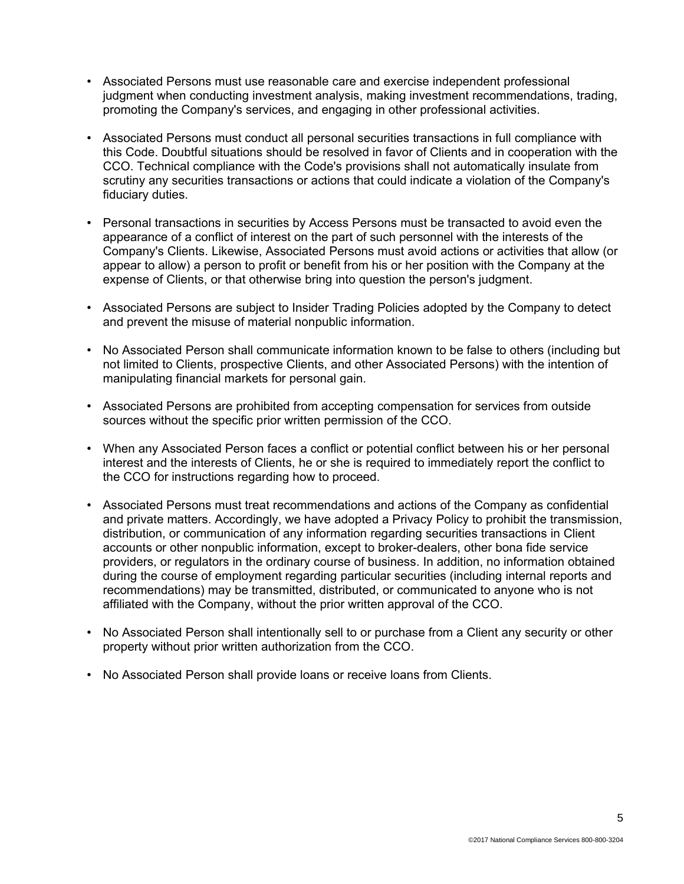- Associated Persons must use reasonable care and exercise independent professional judgment when conducting investment analysis, making investment recommendations, trading, promoting the Company's services, and engaging in other professional activities.

- Associated Persons must conduct all personal securities transactions in full compliance with this Code. Doubtful situations should be resolved in favor of Clients and in cooperation with the CCO. Technical compliance with the Code's provisions shall not automatically insulate from scrutiny any securities transactions or actions that could indicate a violation of the Company's fiduciary duties.

- Personal transactions in securities by Access Persons must be transacted to avoid even the appearance of a conflict of interest on the part of such personnel with the interests of the Company's Clients. Likewise, Associated Persons must avoid actions or activities that allow (or appear to allow) a person to profit or benefit from his or her position with the Company at the expense of Clients, or that otherwise bring into question the person's judgment.

- Associated Persons are subject to Insider Trading Policies adopted by the Company to detect and prevent the misuse of material nonpublic information.

- No Associated Person shall communicate information known to be false to others (including but not limited to Clients, prospective Clients, and other Associated Persons) with the intention of manipulating financial markets for personal gain.

- Associated Persons are prohibited from accepting compensation for services from outside sources without the specific prior written permission of the CCO.

- When any Associated Person faces a conflict or potential conflict between his or her personal interest and the interests of Clients, he or she is required to immediately report the conflict to the CCO for instructions regarding how to proceed.

- Associated Persons must treat recommendations and actions of the Company as confidential and private matters. Accordingly, we have adopted a Privacy Policy to prohibit the transmission, distribution, or communication of any information regarding securities transactions in Client accounts or other nonpublic information, except to broker-dealers, other bona fide service providers, or regulators in the ordinary course of business. In addition, no information obtained during the course of employment regarding particular securities (including internal reports and recommendations) may be transmitted, distributed, or communicated to anyone who is not affiliated with the Company, without the prior written approval of the CCO.

- No Associated Person shall intentionally sell to or purchase from a Client any security or other property without prior written authorization from the CCO.

- No Associated Person shall provide loans or receive loans from Clients.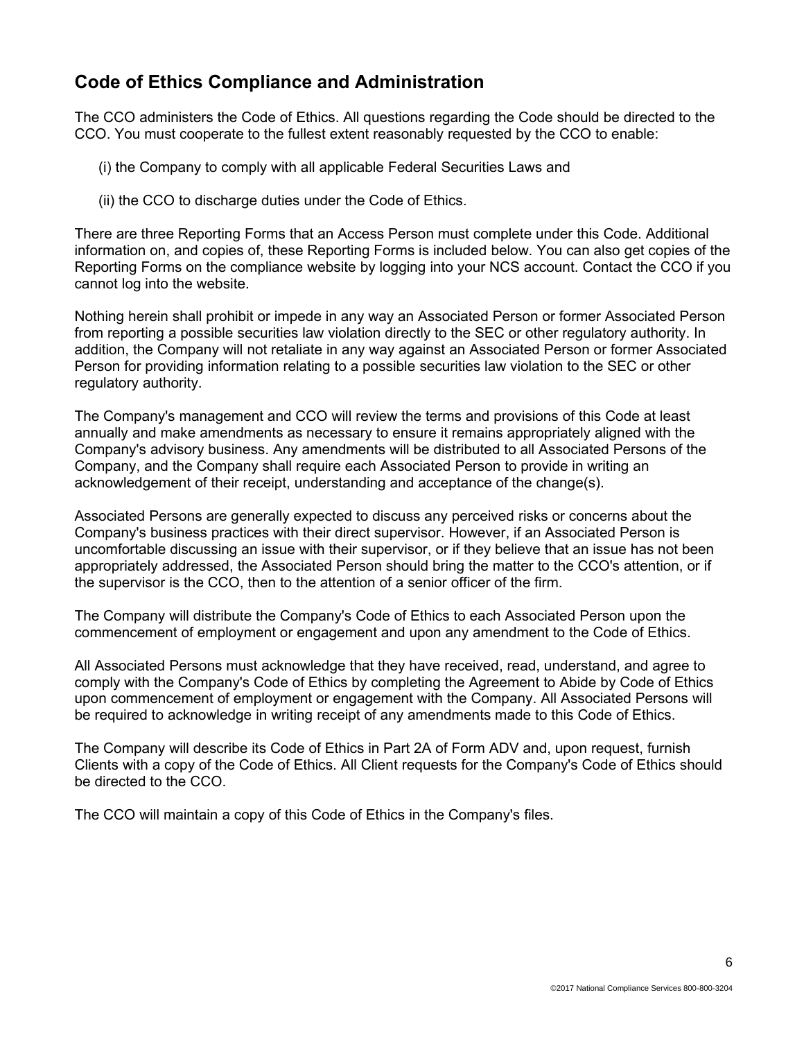## Code of Ethics Compliance and Administration

The CCO administers the Code of Ethics. All questions regarding the Code should be directed to the CCO. You must cooperate to the fullest extent reasonably requested by the CCO to enable:

(i) the Company to comply with all applicable Federal Securities Laws and

(ii) the CCO to discharge duties under the Code of Ethics.

There are three Reporting Forms that an Access Person must complete under this Code. Additional information on, and copies of, these Reporting Forms is included below. You can also get copies of the Reporting Forms on the compliance website by logging into your NCS account. Contact the CCO if you cannot log into the website.

Nothing herein shall prohibit or impede in any way an Associated Person or former Associated Person from reporting a possible securities law violation directly to the SEC or other regulatory authority. In addition, the Company will not retaliate in any way against an Associated Person or former Associated Person for providing information relating to a possible securities law violation to the SEC or other regulatory authority.

The Company's management and CCO will review the terms and provisions of this Code at least annually and make amendments as necessary to ensure it remains appropriately aligned with the Company's advisory business. Any amendments will be distributed to all Associated Persons of the Company, and the Company shall require each Associated Person to provide in writing an acknowledgement of their receipt, understanding and acceptance of the change(s).

Associated Persons are generally expected to discuss any perceived risks or concerns about the Company's business practices with their direct supervisor. However, if an Associated Person is uncomfortable discussing an issue with their supervisor, or if they believe that an issue has not been appropriately addressed, the Associated Person should bring the matter to the CCO's attention, or if the supervisor is the CCO, then to the attention of a senior officer of the firm.

The Company will distribute the Company's Code of Ethics to each Associated Person upon the commencement of employment or engagement and upon any amendment to the Code of Ethics.

All Associated Persons must acknowledge that they have received, read, understand, and agree to comply with the Company's Code of Ethics by completing the Agreement to Abide by Code of Ethics upon commencement of employment or engagement with the Company. All Associated Persons will be required to acknowledge in writing receipt of any amendments made to this Code of Ethics.

The Company will describe its Code of Ethics in Part 2A of Form ADV and, upon request, furnish Clients with a copy of the Code of Ethics. All Client requests for the Company's Code of Ethics should be directed to the CCO.

The CCO will maintain a copy of this Code of Ethics in the Company's files.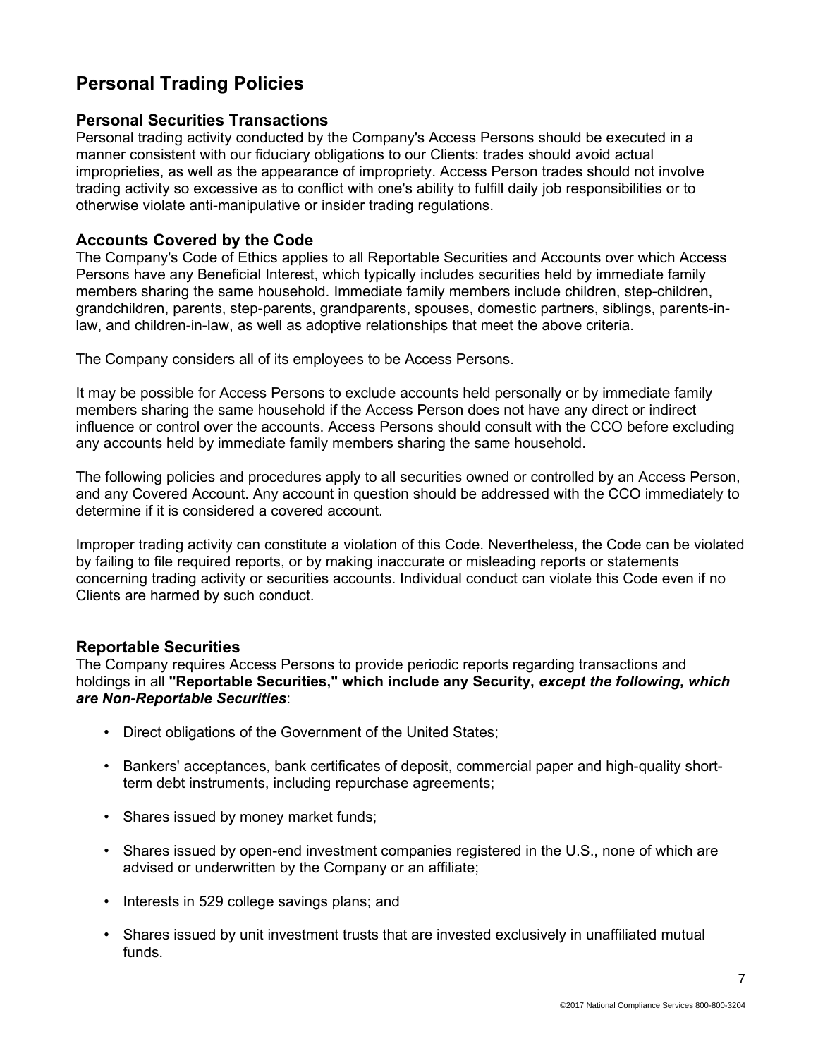## Personal Trading Policies

### Personal Securities Transactions

Personal trading activity conducted by the Company's Access Persons should be executed in a manner consistent with our fiduciary obligations to our Clients: trades should avoid actual improprieties, as well as the appearance of impropriety. Access Person trades should not involve trading activity so excessive as to conflict with one's ability to fulfill daily job responsibilities or to otherwise violate anti-manipulative or insider trading regulations.

### Accounts Covered by the Code

The Company's Code of Ethics applies to all Reportable Securities and Accounts over which Access Persons have any Beneficial Interest, which typically includes securities held by immediate family members sharing the same household. Immediate family members include children, step-children, grandchildren, parents, step-parents, grandparents, spouses, domestic partners, siblings, parents-in-law, and children-in-law, as well as adoptive relationships that meet the above criteria.

The Company considers all of its employees to be Access Persons.

It may be possible for Access Persons to exclude accounts held personally or by immediate family members sharing the same household if the Access Person does not have any direct or indirect influence or control over the accounts. Access Persons should consult with the CCO before excluding any accounts held by immediate family members sharing the same household.

The following policies and procedures apply to all securities owned or controlled by an Access Person, and any Covered Account. Any account in question should be addressed with the CCO immediately to determine if it is considered a covered account.

Improper trading activity can constitute a violation of this Code. Nevertheless, the Code can be violated by failing to file required reports, or by making inaccurate or misleading reports or statements concerning trading activity or securities accounts. Individual conduct can violate this Code even if no Clients are harmed by such conduct.

### Reportable Securities

The Company requires Access Persons to provide periodic reports regarding transactions and holdings in all **"Reportable Securities," which include any Security, *except the following, which are Non-Reportable Securities***:

- Direct obligations of the Government of the United States;
- Bankers' acceptances, bank certificates of deposit, commercial paper and high-quality short-term debt instruments, including repurchase agreements;
- Shares issued by money market funds;
- Shares issued by open-end investment companies registered in the U.S., none of which are advised or underwritten by the Company or an affiliate;
- Interests in 529 college savings plans; and
- Shares issued by unit investment trusts that are invested exclusively in unaffiliated mutual funds.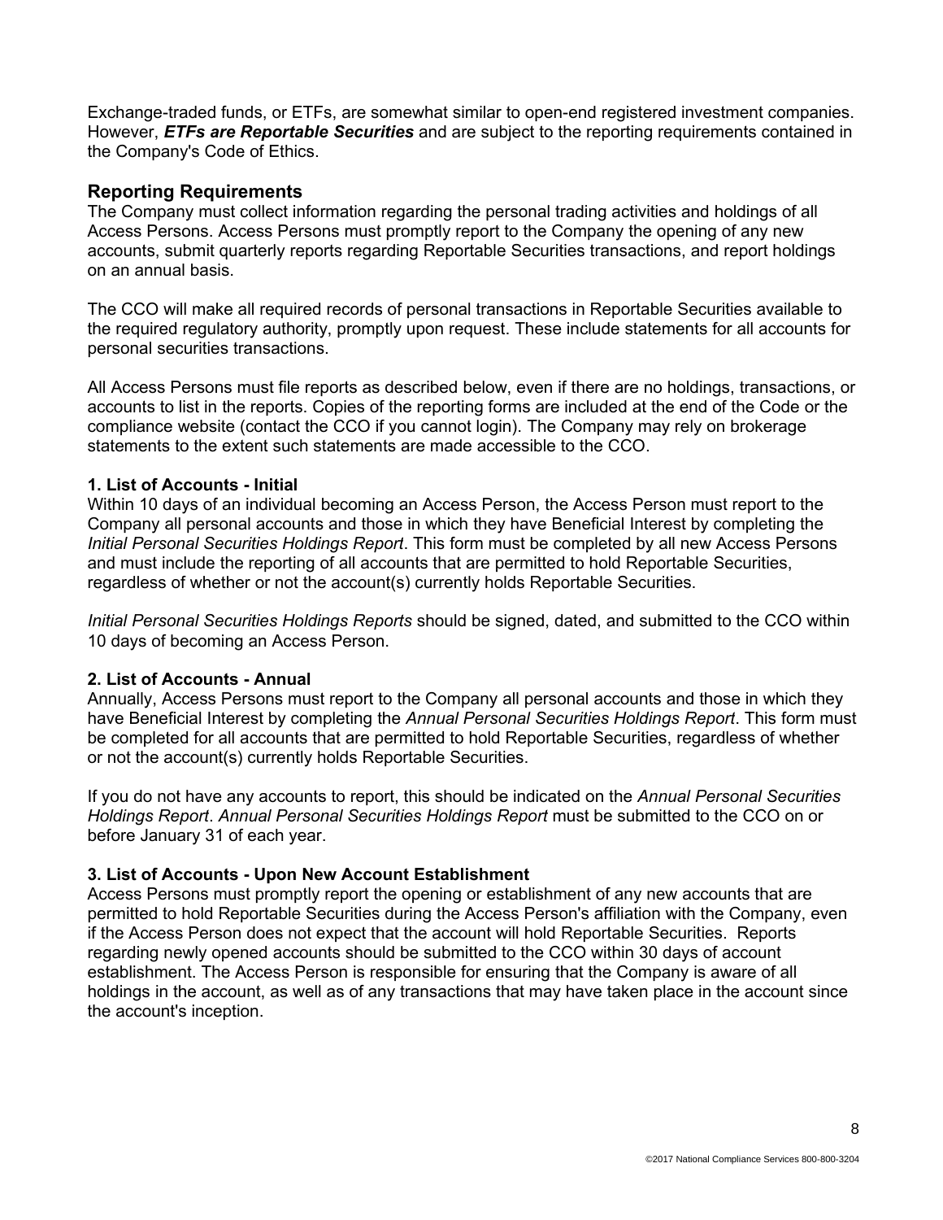Exchange-traded funds, or ETFs, are somewhat similar to open-end registered investment companies. However, ***ETFs are Reportable Securities*** and are subject to the reporting requirements contained in the Company's Code of Ethics.

## Reporting Requirements

The Company must collect information regarding the personal trading activities and holdings of all Access Persons. Access Persons must promptly report to the Company the opening of any new accounts, submit quarterly reports regarding Reportable Securities transactions, and report holdings on an annual basis.

The CCO will make all required records of personal transactions in Reportable Securities available to the required regulatory authority, promptly upon request. These include statements for all accounts for personal securities transactions.

All Access Persons must file reports as described below, even if there are no holdings, transactions, or accounts to list in the reports. Copies of the reporting forms are included at the end of the Code or the compliance website (contact the CCO if you cannot login). The Company may rely on brokerage statements to the extent such statements are made accessible to the CCO.

**1. List of Accounts - Initial**

Within 10 days of an individual becoming an Access Person, the Access Person must report to the Company all personal accounts and those in which they have Beneficial Interest by completing the *Initial Personal Securities Holdings Report*. This form must be completed by all new Access Persons and must include the reporting of all accounts that are permitted to hold Reportable Securities, regardless of whether or not the account(s) currently holds Reportable Securities.

*Initial Personal Securities Holdings Reports* should be signed, dated, and submitted to the CCO within 10 days of becoming an Access Person.

**2. List of Accounts - Annual**

Annually, Access Persons must report to the Company all personal accounts and those in which they have Beneficial Interest by completing the *Annual Personal Securities Holdings Report*. This form must be completed for all accounts that are permitted to hold Reportable Securities, regardless of whether or not the account(s) currently holds Reportable Securities.

If you do not have any accounts to report, this should be indicated on the *Annual Personal Securities Holdings Report*. *Annual Personal Securities Holdings Report* must be submitted to the CCO on or before January 31 of each year.

**3. List of Accounts - Upon New Account Establishment**

Access Persons must promptly report the opening or establishment of any new accounts that are permitted to hold Reportable Securities during the Access Person's affiliation with the Company, even if the Access Person does not expect that the account will hold Reportable Securities. Reports regarding newly opened accounts should be submitted to the CCO within 30 days of account establishment. The Access Person is responsible for ensuring that the Company is aware of all holdings in the account, as well as of any transactions that may have taken place in the account since the account's inception.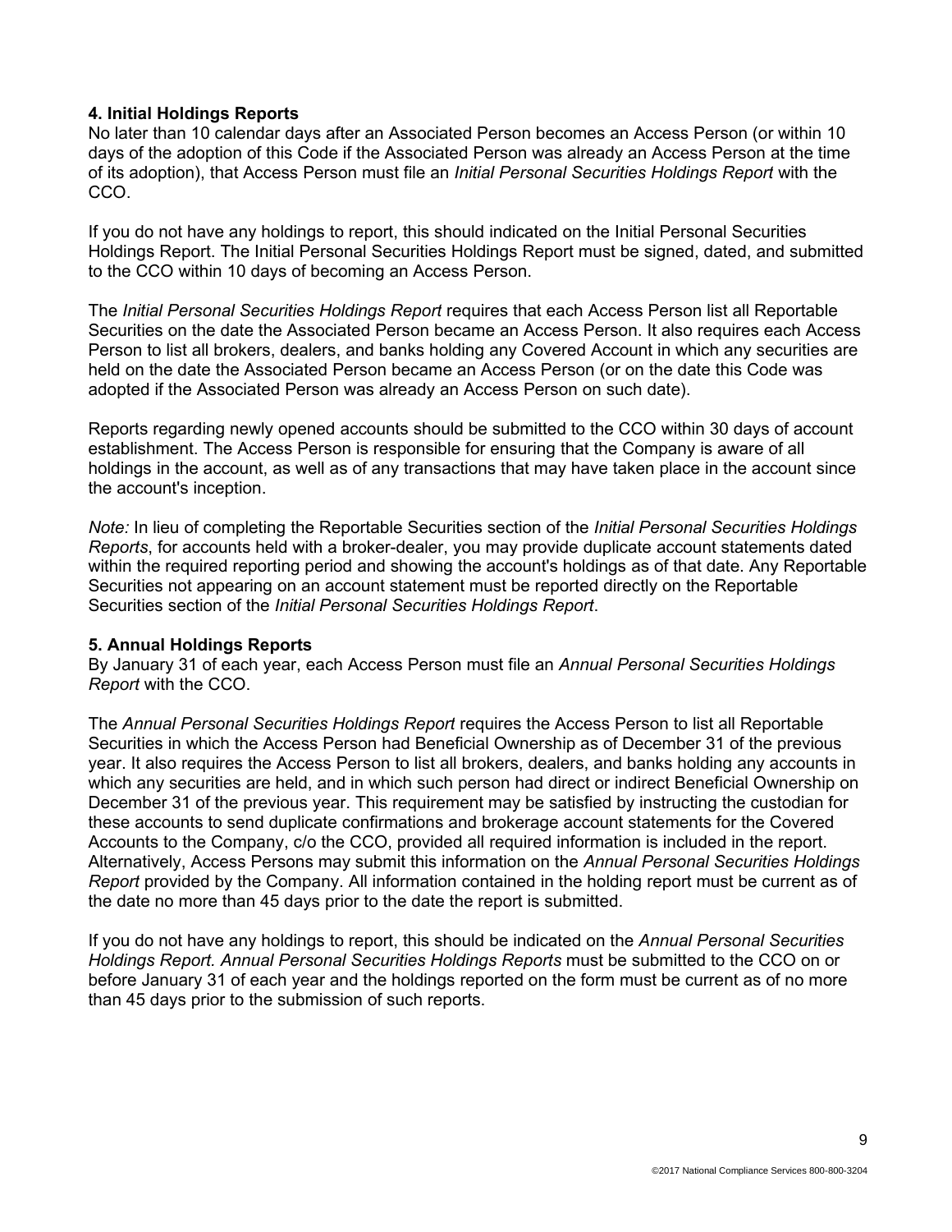### 4. Initial Holdings Reports

No later than 10 calendar days after an Associated Person becomes an Access Person (or within 10 days of the adoption of this Code if the Associated Person was already an Access Person at the time of its adoption), that Access Person must file an *Initial Personal Securities Holdings Report* with the CCO.

If you do not have any holdings to report, this should indicated on the Initial Personal Securities Holdings Report. The Initial Personal Securities Holdings Report must be signed, dated, and submitted to the CCO within 10 days of becoming an Access Person.

The *Initial Personal Securities Holdings Report* requires that each Access Person list all Reportable Securities on the date the Associated Person became an Access Person. It also requires each Access Person to list all brokers, dealers, and banks holding any Covered Account in which any securities are held on the date the Associated Person became an Access Person (or on the date this Code was adopted if the Associated Person was already an Access Person on such date).

Reports regarding newly opened accounts should be submitted to the CCO within 30 days of account establishment. The Access Person is responsible for ensuring that the Company is aware of all holdings in the account, as well as of any transactions that may have taken place in the account since the account's inception.

*Note:* In lieu of completing the Reportable Securities section of the *Initial Personal Securities Holdings Reports*, for accounts held with a broker-dealer, you may provide duplicate account statements dated within the required reporting period and showing the account's holdings as of that date. Any Reportable Securities not appearing on an account statement must be reported directly on the Reportable Securities section of the *Initial Personal Securities Holdings Report*.

### 5. Annual Holdings Reports

By January 31 of each year, each Access Person must file an *Annual Personal Securities Holdings Report* with the CCO.

The *Annual Personal Securities Holdings Report* requires the Access Person to list all Reportable Securities in which the Access Person had Beneficial Ownership as of December 31 of the previous year. It also requires the Access Person to list all brokers, dealers, and banks holding any accounts in which any securities are held, and in which such person had direct or indirect Beneficial Ownership on December 31 of the previous year. This requirement may be satisfied by instructing the custodian for these accounts to send duplicate confirmations and brokerage account statements for the Covered Accounts to the Company, c/o the CCO, provided all required information is included in the report. Alternatively, Access Persons may submit this information on the *Annual Personal Securities Holdings Report* provided by the Company. All information contained in the holding report must be current as of the date no more than 45 days prior to the date the report is submitted.

If you do not have any holdings to report, this should be indicated on the *Annual Personal Securities Holdings Report. Annual Personal Securities Holdings Reports* must be submitted to the CCO on or before January 31 of each year and the holdings reported on the form must be current as of no more than 45 days prior to the submission of such reports.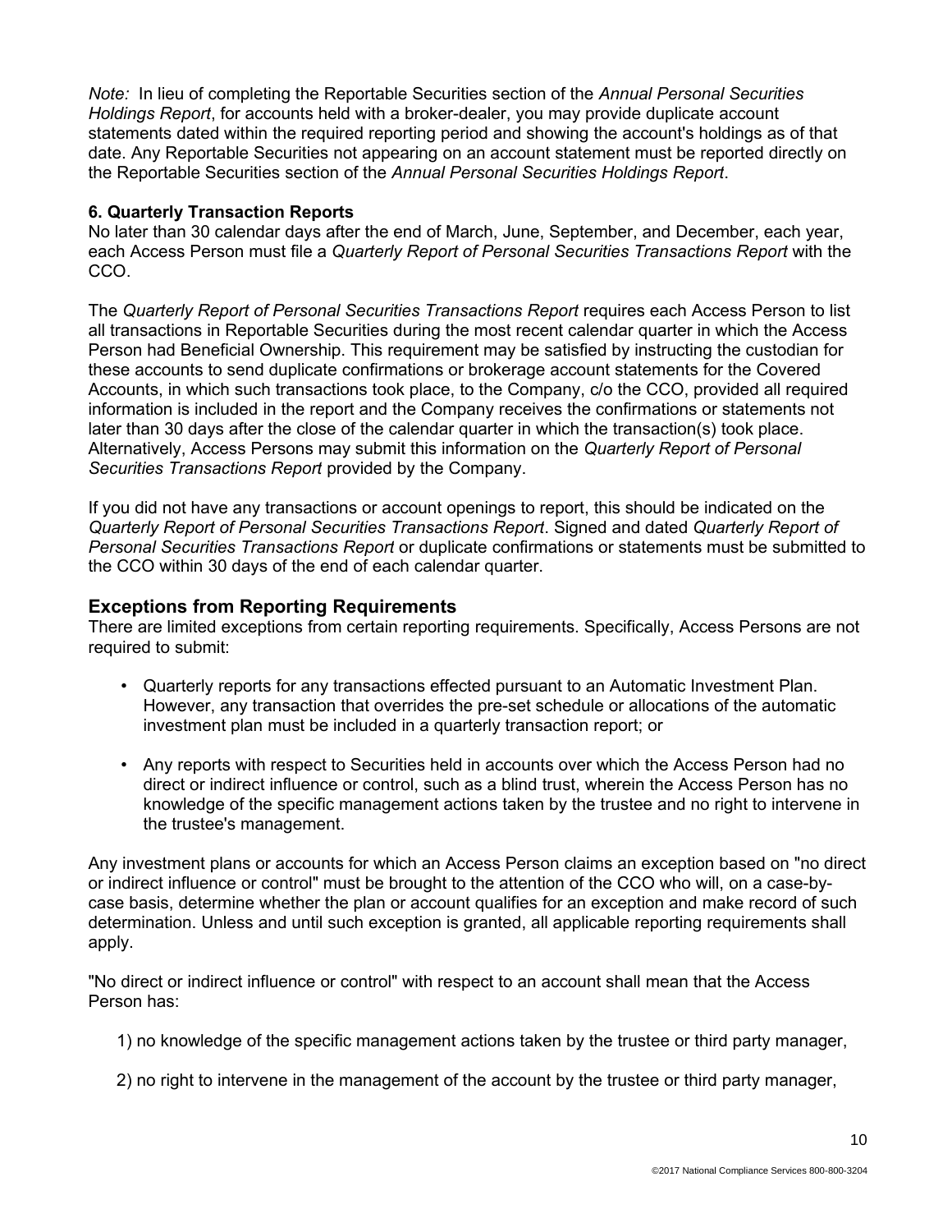*Note:* In lieu of completing the Reportable Securities section of the *Annual Personal Securities Holdings Report*, for accounts held with a broker-dealer, you may provide duplicate account statements dated within the required reporting period and showing the account's holdings as of that date. Any Reportable Securities not appearing on an account statement must be reported directly on the Reportable Securities section of the *Annual Personal Securities Holdings Report*.

**6. Quarterly Transaction Reports**

No later than 30 calendar days after the end of March, June, September, and December, each year, each Access Person must file a *Quarterly Report of Personal Securities Transactions Report* with the CCO.

The *Quarterly Report of Personal Securities Transactions Report* requires each Access Person to list all transactions in Reportable Securities during the most recent calendar quarter in which the Access Person had Beneficial Ownership. This requirement may be satisfied by instructing the custodian for these accounts to send duplicate confirmations or brokerage account statements for the Covered Accounts, in which such transactions took place, to the Company, c/o the CCO, provided all required information is included in the report and the Company receives the confirmations or statements not later than 30 days after the close of the calendar quarter in which the transaction(s) took place. Alternatively, Access Persons may submit this information on the *Quarterly Report of Personal Securities Transactions Report* provided by the Company.

If you did not have any transactions or account openings to report, this should be indicated on the *Quarterly Report of Personal Securities Transactions Report*. Signed and dated *Quarterly Report of Personal Securities Transactions Report* or duplicate confirmations or statements must be submitted to the CCO within 30 days of the end of each calendar quarter.

## Exceptions from Reporting Requirements

There are limited exceptions from certain reporting requirements. Specifically, Access Persons are not required to submit:

- Quarterly reports for any transactions effected pursuant to an Automatic Investment Plan. However, any transaction that overrides the pre-set schedule or allocations of the automatic investment plan must be included in a quarterly transaction report; or
- Any reports with respect to Securities held in accounts over which the Access Person had no direct or indirect influence or control, such as a blind trust, wherein the Access Person has no knowledge of the specific management actions taken by the trustee and no right to intervene in the trustee's management.

Any investment plans or accounts for which an Access Person claims an exception based on "no direct or indirect influence or control" must be brought to the attention of the CCO who will, on a case-by-case basis, determine whether the plan or account qualifies for an exception and make record of such determination. Unless and until such exception is granted, all applicable reporting requirements shall apply.

"No direct or indirect influence or control" with respect to an account shall mean that the Access Person has:

1) no knowledge of the specific management actions taken by the trustee or third party manager,

2) no right to intervene in the management of the account by the trustee or third party manager,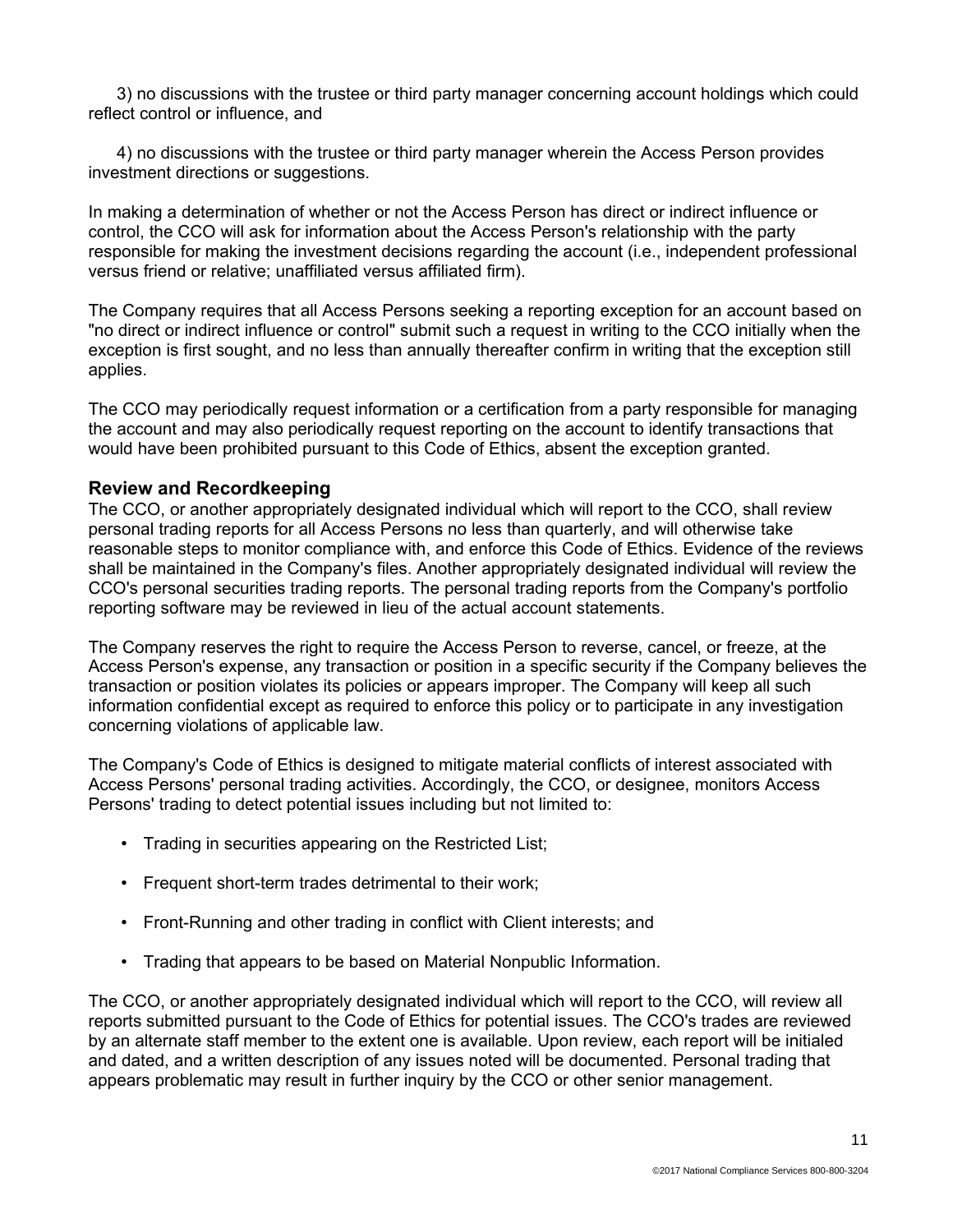3) no discussions with the trustee or third party manager concerning account holdings which could reflect control or influence, and

4) no discussions with the trustee or third party manager wherein the Access Person provides investment directions or suggestions.

In making a determination of whether or not the Access Person has direct or indirect influence or control, the CCO will ask for information about the Access Person's relationship with the party responsible for making the investment decisions regarding the account (i.e., independent professional versus friend or relative; unaffiliated versus affiliated firm).

The Company requires that all Access Persons seeking a reporting exception for an account based on "no direct or indirect influence or control" submit such a request in writing to the CCO initially when the exception is first sought, and no less than annually thereafter confirm in writing that the exception still applies.

The CCO may periodically request information or a certification from a party responsible for managing the account and may also periodically request reporting on the account to identify transactions that would have been prohibited pursuant to this Code of Ethics, absent the exception granted.

### Review and Recordkeeping

The CCO, or another appropriately designated individual which will report to the CCO, shall review personal trading reports for all Access Persons no less than quarterly, and will otherwise take reasonable steps to monitor compliance with, and enforce this Code of Ethics. Evidence of the reviews shall be maintained in the Company's files. Another appropriately designated individual will review the CCO's personal securities trading reports. The personal trading reports from the Company's portfolio reporting software may be reviewed in lieu of the actual account statements.

The Company reserves the right to require the Access Person to reverse, cancel, or freeze, at the Access Person's expense, any transaction or position in a specific security if the Company believes the transaction or position violates its policies or appears improper. The Company will keep all such information confidential except as required to enforce this policy or to participate in any investigation concerning violations of applicable law.

The Company's Code of Ethics is designed to mitigate material conflicts of interest associated with Access Persons' personal trading activities. Accordingly, the CCO, or designee, monitors Access Persons' trading to detect potential issues including but not limited to:

- Trading in securities appearing on the Restricted List;
- Frequent short-term trades detrimental to their work;
- Front-Running and other trading in conflict with Client interests; and
- Trading that appears to be based on Material Nonpublic Information.

The CCO, or another appropriately designated individual which will report to the CCO, will review all reports submitted pursuant to the Code of Ethics for potential issues. The CCO's trades are reviewed by an alternate staff member to the extent one is available. Upon review, each report will be initialed and dated, and a written description of any issues noted will be documented. Personal trading that appears problematic may result in further inquiry by the CCO or other senior management.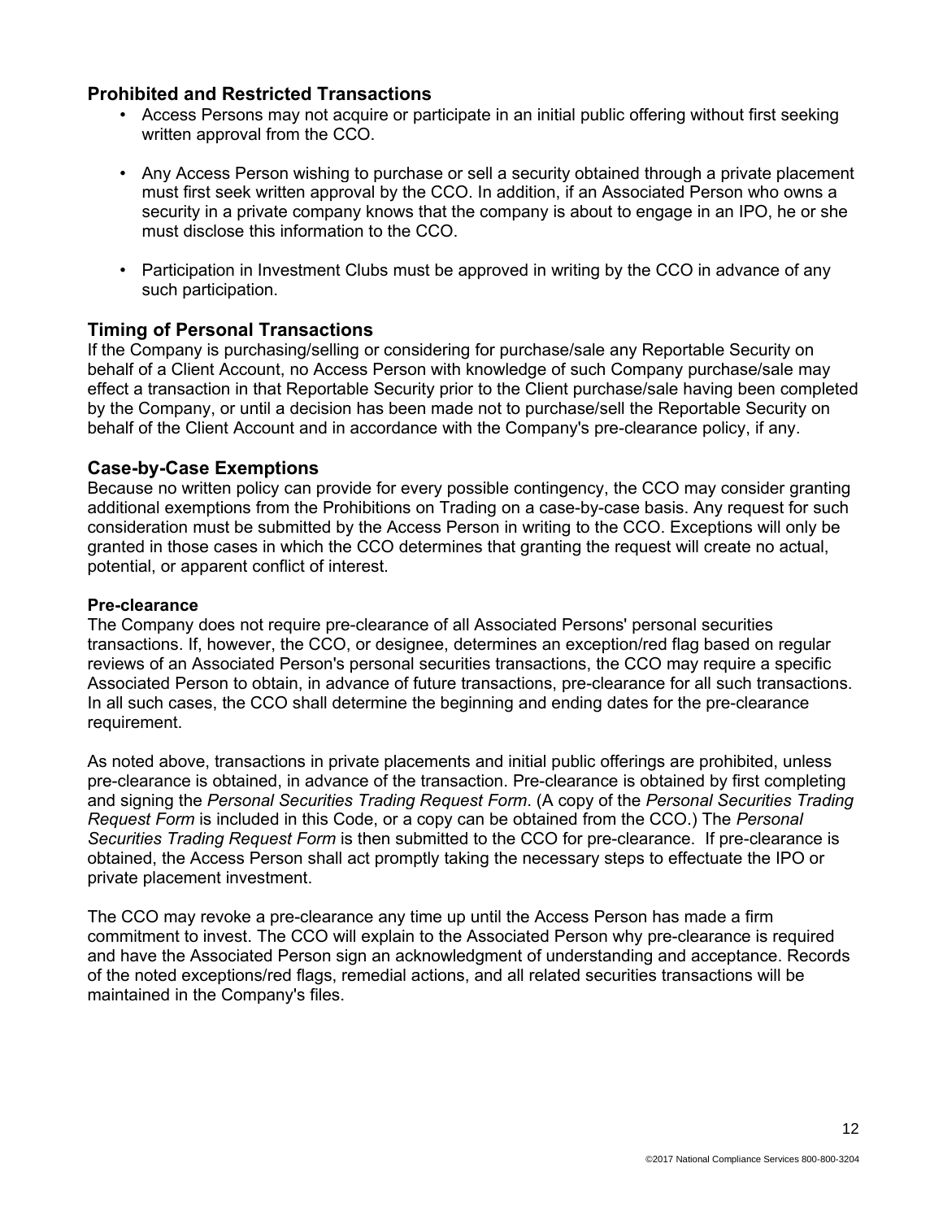### Prohibited and Restricted Transactions

- Access Persons may not acquire or participate in an initial public offering without first seeking written approval from the CCO.
- Any Access Person wishing to purchase or sell a security obtained through a private placement must first seek written approval by the CCO. In addition, if an Associated Person who owns a security in a private company knows that the company is about to engage in an IPO, he or she must disclose this information to the CCO.
- Participation in Investment Clubs must be approved in writing by the CCO in advance of any such participation.

### Timing of Personal Transactions

If the Company is purchasing/selling or considering for purchase/sale any Reportable Security on behalf of a Client Account, no Access Person with knowledge of such Company purchase/sale may effect a transaction in that Reportable Security prior to the Client purchase/sale having been completed by the Company, or until a decision has been made not to purchase/sell the Reportable Security on behalf of the Client Account and in accordance with the Company's pre-clearance policy, if any.

### Case-by-Case Exemptions

Because no written policy can provide for every possible contingency, the CCO may consider granting additional exemptions from the Prohibitions on Trading on a case-by-case basis. Any request for such consideration must be submitted by the Access Person in writing to the CCO. Exceptions will only be granted in those cases in which the CCO determines that granting the request will create no actual, potential, or apparent conflict of interest.

#### Pre-clearance

The Company does not require pre-clearance of all Associated Persons' personal securities transactions. If, however, the CCO, or designee, determines an exception/red flag based on regular reviews of an Associated Person's personal securities transactions, the CCO may require a specific Associated Person to obtain, in advance of future transactions, pre-clearance for all such transactions. In all such cases, the CCO shall determine the beginning and ending dates for the pre-clearance requirement.

As noted above, transactions in private placements and initial public offerings are prohibited, unless pre-clearance is obtained, in advance of the transaction. Pre-clearance is obtained by first completing and signing the *Personal Securities Trading Request Form*. (A copy of the *Personal Securities Trading Request Form* is included in this Code, or a copy can be obtained from the CCO.) The *Personal Securities Trading Request Form* is then submitted to the CCO for pre-clearance. If pre-clearance is obtained, the Access Person shall act promptly taking the necessary steps to effectuate the IPO or private placement investment.

The CCO may revoke a pre-clearance any time up until the Access Person has made a firm commitment to invest. The CCO will explain to the Associated Person why pre-clearance is required and have the Associated Person sign an acknowledgment of understanding and acceptance. Records of the noted exceptions/red flags, remedial actions, and all related securities transactions will be maintained in the Company's files.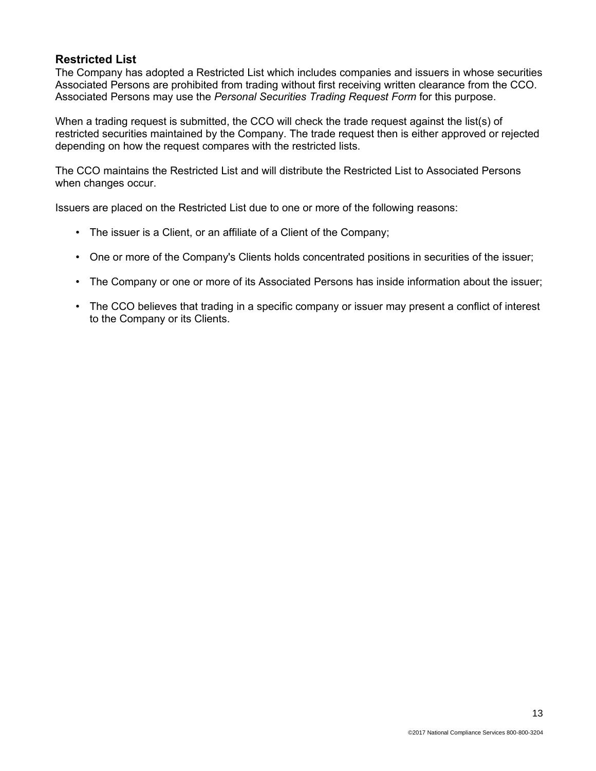## Restricted List

The Company has adopted a Restricted List which includes companies and issuers in whose securities Associated Persons are prohibited from trading without first receiving written clearance from the CCO. Associated Persons may use the *Personal Securities Trading Request Form* for this purpose.

When a trading request is submitted, the CCO will check the trade request against the list(s) of restricted securities maintained by the Company. The trade request then is either approved or rejected depending on how the request compares with the restricted lists.

The CCO maintains the Restricted List and will distribute the Restricted List to Associated Persons when changes occur.

Issuers are placed on the Restricted List due to one or more of the following reasons:

- The issuer is a Client, or an affiliate of a Client of the Company;
- One or more of the Company's Clients holds concentrated positions in securities of the issuer;
- The Company or one or more of its Associated Persons has inside information about the issuer;
- The CCO believes that trading in a specific company or issuer may present a conflict of interest to the Company or its Clients.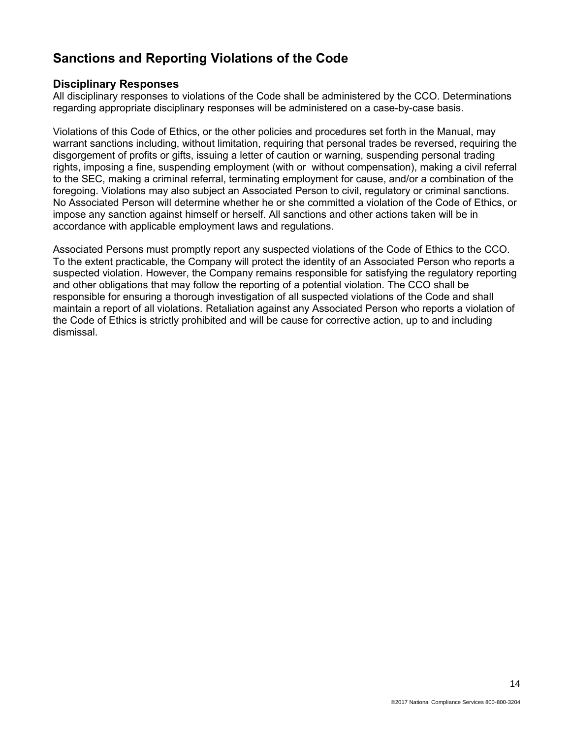## Sanctions and Reporting Violations of the Code

### Disciplinary Responses

All disciplinary responses to violations of the Code shall be administered by the CCO. Determinations regarding appropriate disciplinary responses will be administered on a case-by-case basis.

Violations of this Code of Ethics, or the other policies and procedures set forth in the Manual, may warrant sanctions including, without limitation, requiring that personal trades be reversed, requiring the disgorgement of profits or gifts, issuing a letter of caution or warning, suspending personal trading rights, imposing a fine, suspending employment (with or without compensation), making a civil referral to the SEC, making a criminal referral, terminating employment for cause, and/or a combination of the foregoing. Violations may also subject an Associated Person to civil, regulatory or criminal sanctions. No Associated Person will determine whether he or she committed a violation of the Code of Ethics, or impose any sanction against himself or herself. All sanctions and other actions taken will be in accordance with applicable employment laws and regulations.

Associated Persons must promptly report any suspected violations of the Code of Ethics to the CCO. To the extent practicable, the Company will protect the identity of an Associated Person who reports a suspected violation. However, the Company remains responsible for satisfying the regulatory reporting and other obligations that may follow the reporting of a potential violation. The CCO shall be responsible for ensuring a thorough investigation of all suspected violations of the Code and shall maintain a report of all violations. Retaliation against any Associated Person who reports a violation of the Code of Ethics is strictly prohibited and will be cause for corrective action, up to and including dismissal.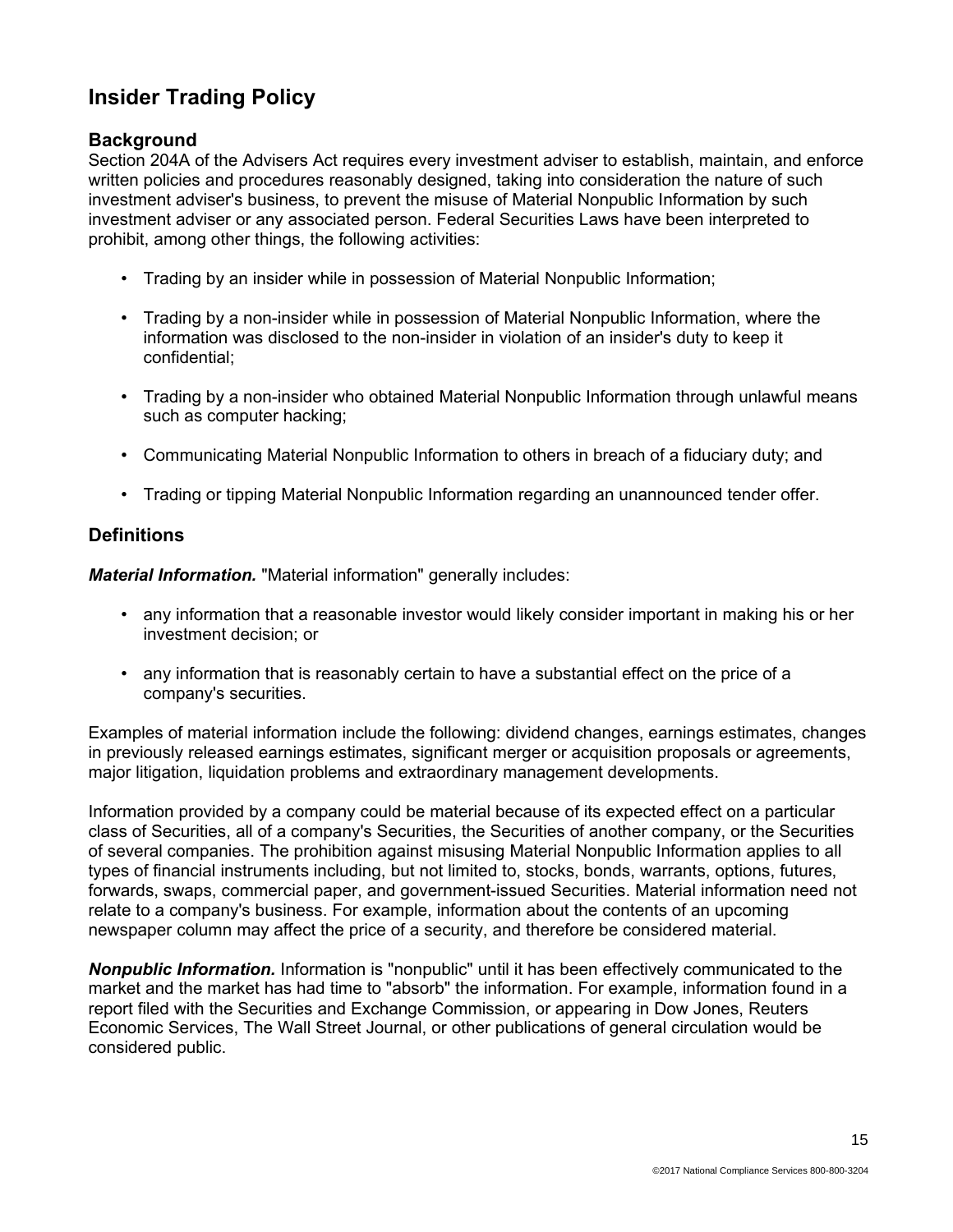# Insider Trading Policy

## Background

Section 204A of the Advisers Act requires every investment adviser to establish, maintain, and enforce written policies and procedures reasonably designed, taking into consideration the nature of such investment adviser's business, to prevent the misuse of Material Nonpublic Information by such investment adviser or any associated person. Federal Securities Laws have been interpreted to prohibit, among other things, the following activities:

- Trading by an insider while in possession of Material Nonpublic Information;
- Trading by a non-insider while in possession of Material Nonpublic Information, where the information was disclosed to the non-insider in violation of an insider's duty to keep it confidential;
- Trading by a non-insider who obtained Material Nonpublic Information through unlawful means such as computer hacking;
- Communicating Material Nonpublic Information to others in breach of a fiduciary duty; and
- Trading or tipping Material Nonpublic Information regarding an unannounced tender offer.

## Definitions

***Material Information.*** "Material information" generally includes:

- any information that a reasonable investor would likely consider important in making his or her investment decision; or
- any information that is reasonably certain to have a substantial effect on the price of a company's securities.

Examples of material information include the following: dividend changes, earnings estimates, changes in previously released earnings estimates, significant merger or acquisition proposals or agreements, major litigation, liquidation problems and extraordinary management developments.

Information provided by a company could be material because of its expected effect on a particular class of Securities, all of a company's Securities, the Securities of another company, or the Securities of several companies. The prohibition against misusing Material Nonpublic Information applies to all types of financial instruments including, but not limited to, stocks, bonds, warrants, options, futures, forwards, swaps, commercial paper, and government-issued Securities. Material information need not relate to a company's business. For example, information about the contents of an upcoming newspaper column may affect the price of a security, and therefore be considered material.

***Nonpublic Information.*** Information is "nonpublic" until it has been effectively communicated to the market and the market has had time to "absorb" the information. For example, information found in a report filed with the Securities and Exchange Commission, or appearing in Dow Jones, Reuters Economic Services, The Wall Street Journal, or other publications of general circulation would be considered public.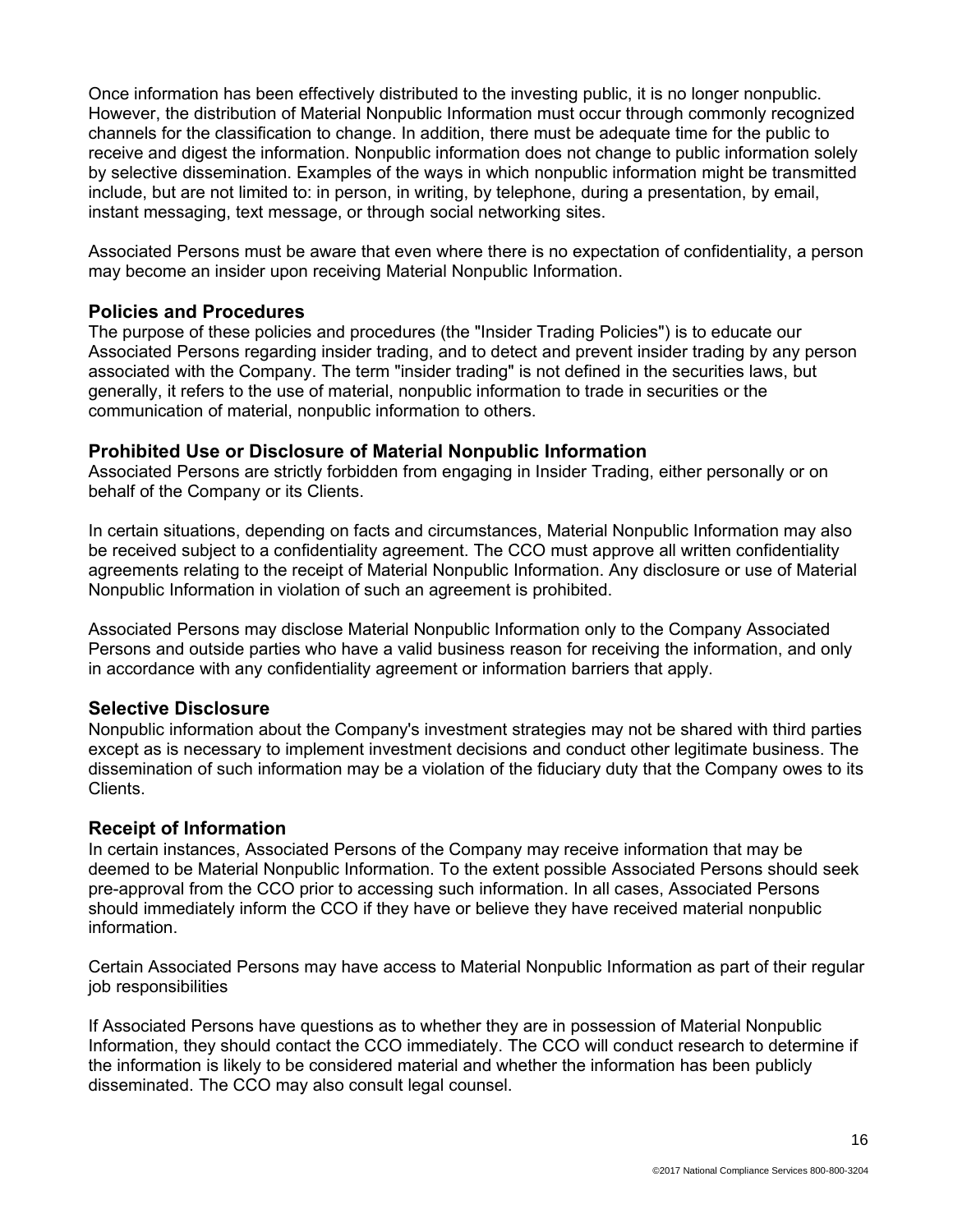Once information has been effectively distributed to the investing public, it is no longer nonpublic. However, the distribution of Material Nonpublic Information must occur through commonly recognized channels for the classification to change. In addition, there must be adequate time for the public to receive and digest the information. Nonpublic information does not change to public information solely by selective dissemination. Examples of the ways in which nonpublic information might be transmitted include, but are not limited to: in person, in writing, by telephone, during a presentation, by email, instant messaging, text message, or through social networking sites.

Associated Persons must be aware that even where there is no expectation of confidentiality, a person may become an insider upon receiving Material Nonpublic Information.

### Policies and Procedures

The purpose of these policies and procedures (the "Insider Trading Policies") is to educate our Associated Persons regarding insider trading, and to detect and prevent insider trading by any person associated with the Company. The term "insider trading" is not defined in the securities laws, but generally, it refers to the use of material, nonpublic information to trade in securities or the communication of material, nonpublic information to others.

### Prohibited Use or Disclosure of Material Nonpublic Information

Associated Persons are strictly forbidden from engaging in Insider Trading, either personally or on behalf of the Company or its Clients.

In certain situations, depending on facts and circumstances, Material Nonpublic Information may also be received subject to a confidentiality agreement. The CCO must approve all written confidentiality agreements relating to the receipt of Material Nonpublic Information. Any disclosure or use of Material Nonpublic Information in violation of such an agreement is prohibited.

Associated Persons may disclose Material Nonpublic Information only to the Company Associated Persons and outside parties who have a valid business reason for receiving the information, and only in accordance with any confidentiality agreement or information barriers that apply.

### Selective Disclosure

Nonpublic information about the Company's investment strategies may not be shared with third parties except as is necessary to implement investment decisions and conduct other legitimate business. The dissemination of such information may be a violation of the fiduciary duty that the Company owes to its Clients.

### Receipt of Information

In certain instances, Associated Persons of the Company may receive information that may be deemed to be Material Nonpublic Information. To the extent possible Associated Persons should seek pre-approval from the CCO prior to accessing such information. In all cases, Associated Persons should immediately inform the CCO if they have or believe they have received material nonpublic information.

Certain Associated Persons may have access to Material Nonpublic Information as part of their regular job responsibilities

If Associated Persons have questions as to whether they are in possession of Material Nonpublic Information, they should contact the CCO immediately. The CCO will conduct research to determine if the information is likely to be considered material and whether the information has been publicly disseminated. The CCO may also consult legal counsel.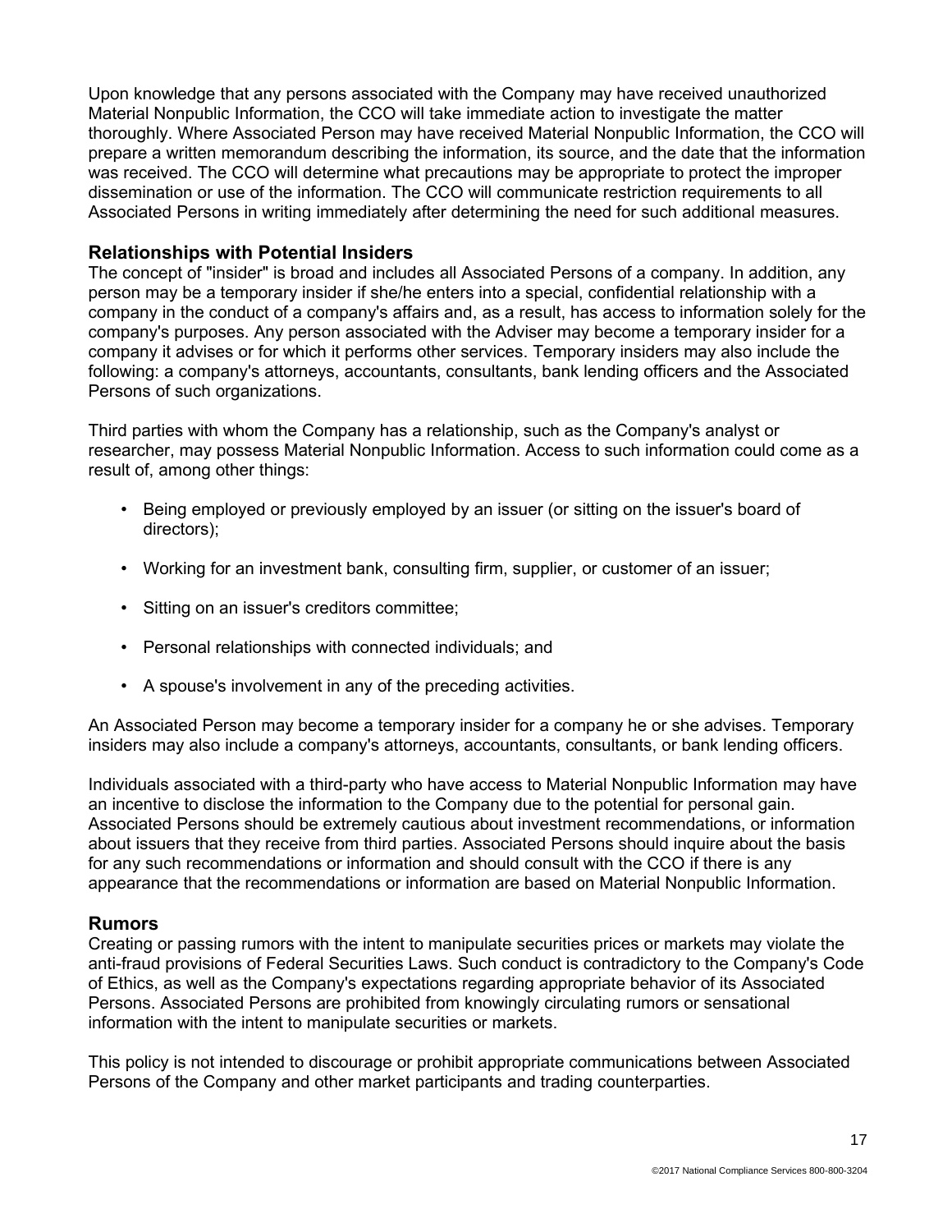Upon knowledge that any persons associated with the Company may have received unauthorized Material Nonpublic Information, the CCO will take immediate action to investigate the matter thoroughly. Where Associated Person may have received Material Nonpublic Information, the CCO will prepare a written memorandum describing the information, its source, and the date that the information was received. The CCO will determine what precautions may be appropriate to protect the improper dissemination or use of the information. The CCO will communicate restriction requirements to all Associated Persons in writing immediately after determining the need for such additional measures.

## Relationships with Potential Insiders

The concept of "insider" is broad and includes all Associated Persons of a company. In addition, any person may be a temporary insider if she/he enters into a special, confidential relationship with a company in the conduct of a company's affairs and, as a result, has access to information solely for the company's purposes. Any person associated with the Adviser may become a temporary insider for a company it advises or for which it performs other services. Temporary insiders may also include the following: a company's attorneys, accountants, consultants, bank lending officers and the Associated Persons of such organizations.

Third parties with whom the Company has a relationship, such as the Company's analyst or researcher, may possess Material Nonpublic Information. Access to such information could come as a result of, among other things:

- Being employed or previously employed by an issuer (or sitting on the issuer's board of directors);
- Working for an investment bank, consulting firm, supplier, or customer of an issuer;
- Sitting on an issuer's creditors committee;
- Personal relationships with connected individuals; and
- A spouse's involvement in any of the preceding activities.

An Associated Person may become a temporary insider for a company he or she advises. Temporary insiders may also include a company's attorneys, accountants, consultants, or bank lending officers.

Individuals associated with a third-party who have access to Material Nonpublic Information may have an incentive to disclose the information to the Company due to the potential for personal gain. Associated Persons should be extremely cautious about investment recommendations, or information about issuers that they receive from third parties. Associated Persons should inquire about the basis for any such recommendations or information and should consult with the CCO if there is any appearance that the recommendations or information are based on Material Nonpublic Information.

## Rumors

Creating or passing rumors with the intent to manipulate securities prices or markets may violate the anti-fraud provisions of Federal Securities Laws. Such conduct is contradictory to the Company's Code of Ethics, as well as the Company's expectations regarding appropriate behavior of its Associated Persons. Associated Persons are prohibited from knowingly circulating rumors or sensational information with the intent to manipulate securities or markets.

This policy is not intended to discourage or prohibit appropriate communications between Associated Persons of the Company and other market participants and trading counterparties.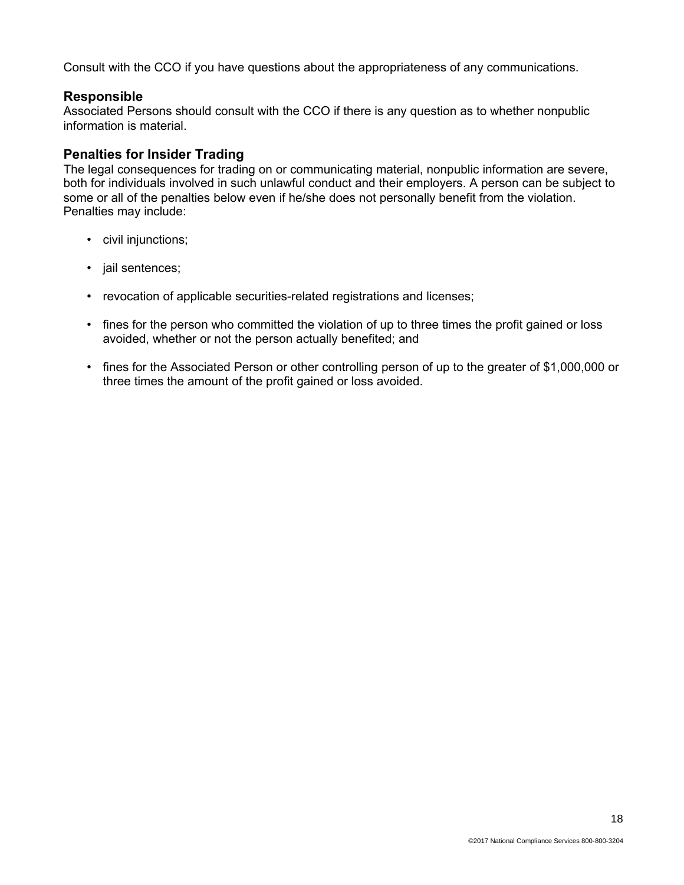Consult with the CCO if you have questions about the appropriateness of any communications.

### Responsible

Associated Persons should consult with the CCO if there is any question as to whether nonpublic information is material.

### Penalties for Insider Trading

The legal consequences for trading on or communicating material, nonpublic information are severe, both for individuals involved in such unlawful conduct and their employers. A person can be subject to some or all of the penalties below even if he/she does not personally benefit from the violation. Penalties may include:

- civil injunctions;
- jail sentences;
- revocation of applicable securities-related registrations and licenses;
- fines for the person who committed the violation of up to three times the profit gained or loss avoided, whether or not the person actually benefited; and
- fines for the Associated Person or other controlling person of up to the greater of $1,000,000 or three times the amount of the profit gained or loss avoided.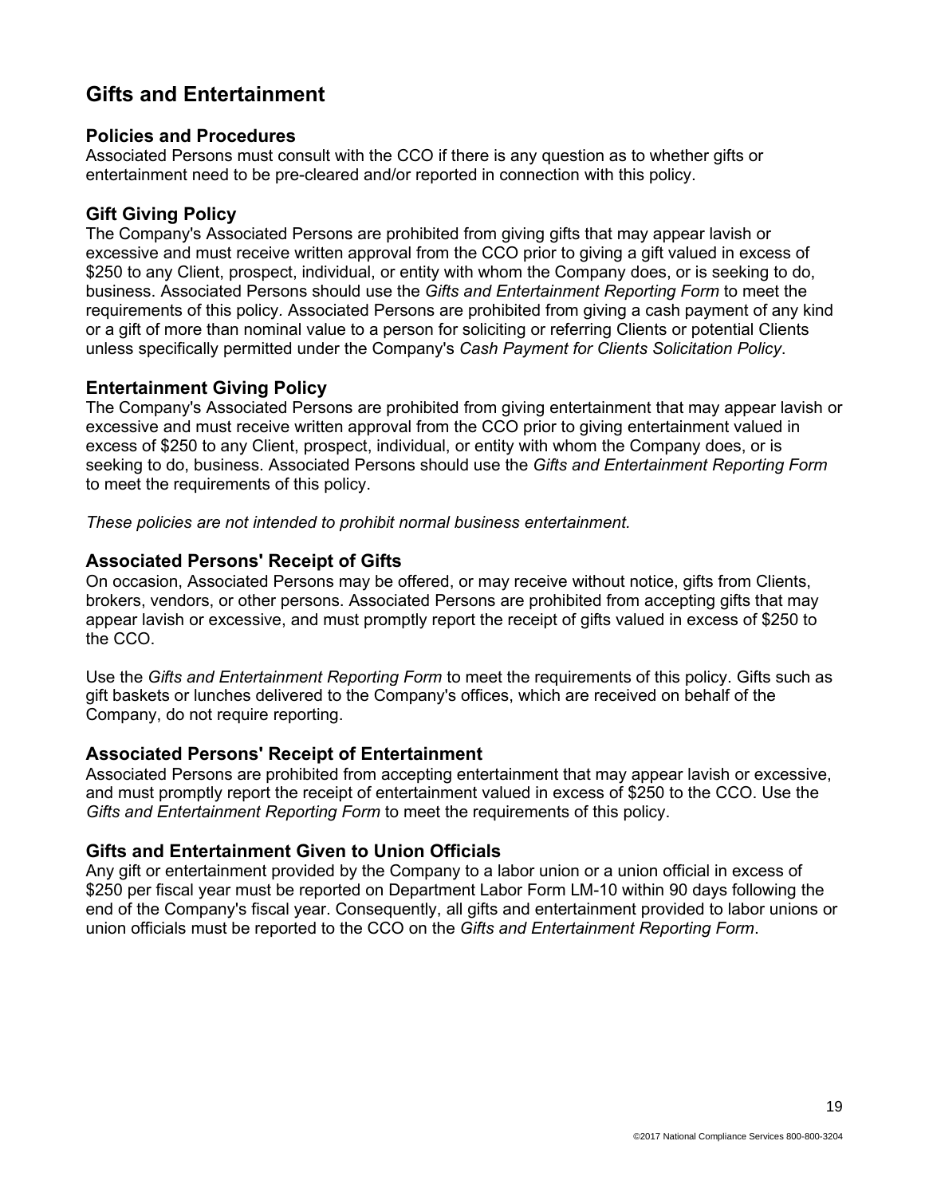## Gifts and Entertainment

### Policies and Procedures

Associated Persons must consult with the CCO if there is any question as to whether gifts or entertainment need to be pre-cleared and/or reported in connection with this policy.

### Gift Giving Policy

The Company's Associated Persons are prohibited from giving gifts that may appear lavish or excessive and must receive written approval from the CCO prior to giving a gift valued in excess of $250 to any Client, prospect, individual, or entity with whom the Company does, or is seeking to do, business. Associated Persons should use the *Gifts and Entertainment Reporting Form* to meet the requirements of this policy. Associated Persons are prohibited from giving a cash payment of any kind or a gift of more than nominal value to a person for soliciting or referring Clients or potential Clients unless specifically permitted under the Company's *Cash Payment for Clients Solicitation Policy*.

### Entertainment Giving Policy

The Company's Associated Persons are prohibited from giving entertainment that may appear lavish or excessive and must receive written approval from the CCO prior to giving entertainment valued in excess of $250 to any Client, prospect, individual, or entity with whom the Company does, or is seeking to do, business. Associated Persons should use the *Gifts and Entertainment Reporting Form* to meet the requirements of this policy.

*These policies are not intended to prohibit normal business entertainment.*

### Associated Persons' Receipt of Gifts

On occasion, Associated Persons may be offered, or may receive without notice, gifts from Clients, brokers, vendors, or other persons. Associated Persons are prohibited from accepting gifts that may appear lavish or excessive, and must promptly report the receipt of gifts valued in excess of $250 to the CCO.

Use the *Gifts and Entertainment Reporting Form* to meet the requirements of this policy. Gifts such as gift baskets or lunches delivered to the Company's offices, which are received on behalf of the Company, do not require reporting.

### Associated Persons' Receipt of Entertainment

Associated Persons are prohibited from accepting entertainment that may appear lavish or excessive, and must promptly report the receipt of entertainment valued in excess of $250 to the CCO. Use the *Gifts and Entertainment Reporting Form* to meet the requirements of this policy.

### Gifts and Entertainment Given to Union Officials

Any gift or entertainment provided by the Company to a labor union or a union official in excess of $250 per fiscal year must be reported on Department Labor Form LM-10 within 90 days following the end of the Company's fiscal year. Consequently, all gifts and entertainment provided to labor unions or union officials must be reported to the CCO on the *Gifts and Entertainment Reporting Form*.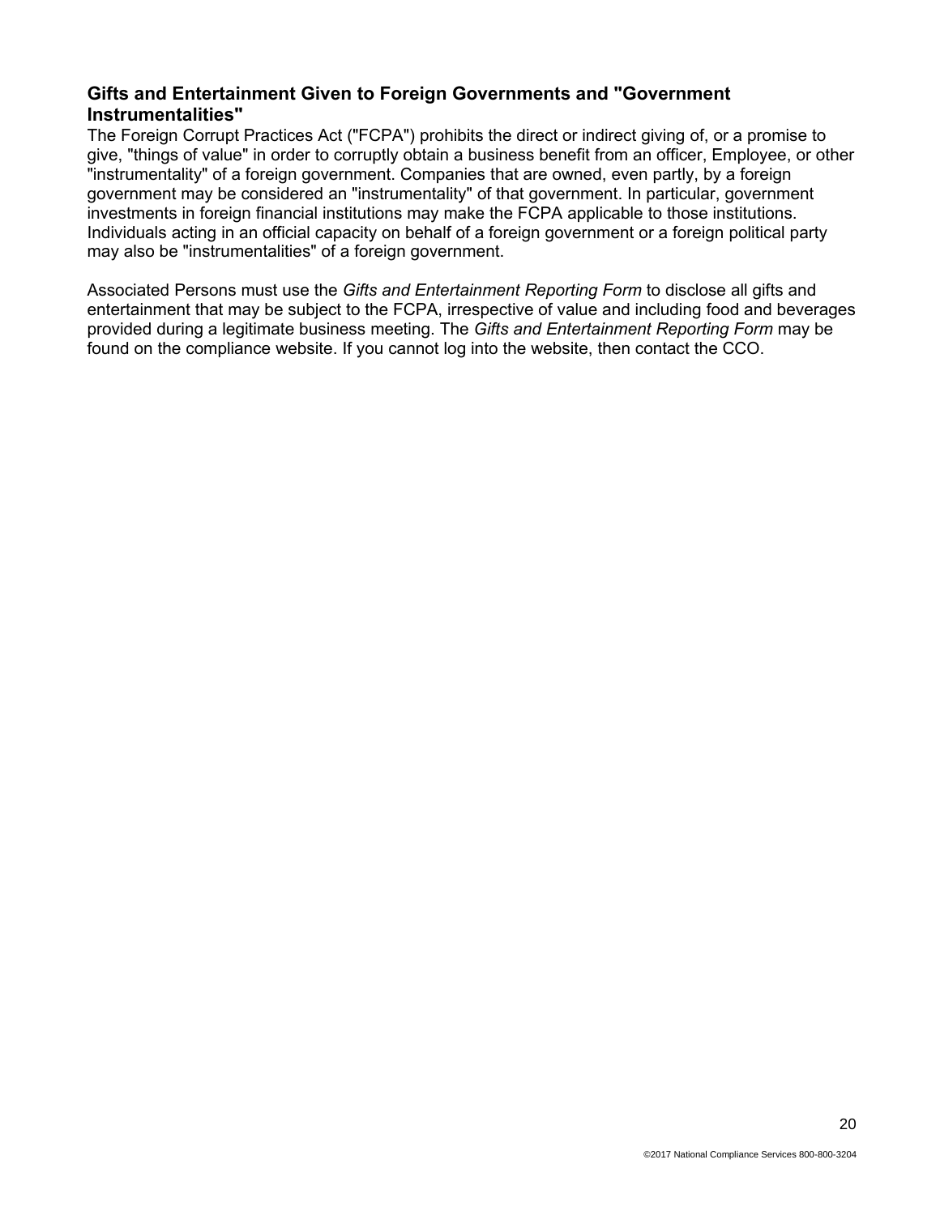## Gifts and Entertainment Given to Foreign Governments and "Government Instrumentalities"

The Foreign Corrupt Practices Act ("FCPA") prohibits the direct or indirect giving of, or a promise to give, "things of value" in order to corruptly obtain a business benefit from an officer, Employee, or other "instrumentality" of a foreign government. Companies that are owned, even partly, by a foreign government may be considered an "instrumentality" of that government. In particular, government investments in foreign financial institutions may make the FCPA applicable to those institutions. Individuals acting in an official capacity on behalf of a foreign government or a foreign political party may also be "instrumentalities" of a foreign government.

Associated Persons must use the *Gifts and Entertainment Reporting Form* to disclose all gifts and entertainment that may be subject to the FCPA, irrespective of value and including food and beverages provided during a legitimate business meeting. The *Gifts and Entertainment Reporting Form* may be found on the compliance website. If you cannot log into the website, then contact the CCO.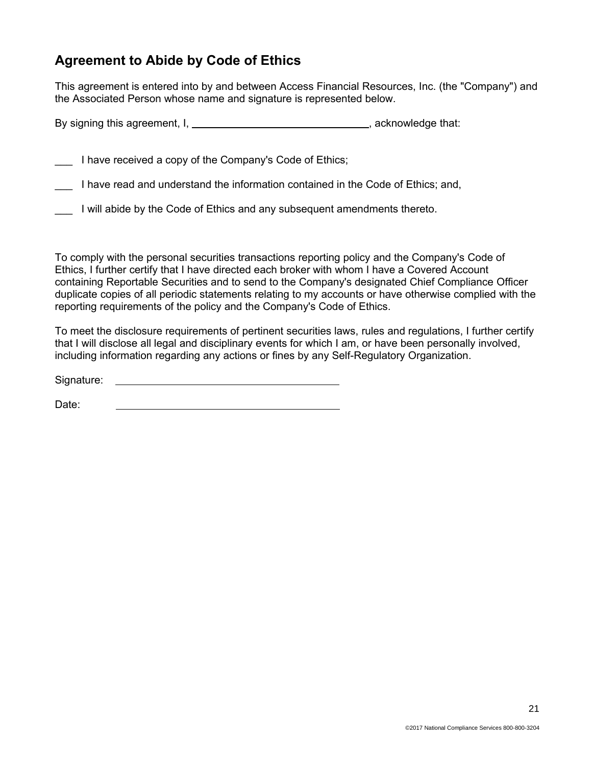## Agreement to Abide by Code of Ethics

This agreement is entered into by and between Access Financial Resources, Inc. (the "Company") and the Associated Person whose name and signature is represented below.

By signing this agreement, I, ______________________________, acknowledge that:

___ I have received a copy of the Company's Code of Ethics;

___ I have read and understand the information contained in the Code of Ethics; and,

___ I will abide by the Code of Ethics and any subsequent amendments thereto.

To comply with the personal securities transactions reporting policy and the Company's Code of Ethics, I further certify that I have directed each broker with whom I have a Covered Account containing Reportable Securities and to send to the Company's designated Chief Compliance Officer duplicate copies of all periodic statements relating to my accounts or have otherwise complied with the reporting requirements of the policy and the Company's Code of Ethics.

To meet the disclosure requirements of pertinent securities laws, rules and regulations, I further certify that I will disclose all legal and disciplinary events for which I am, or have been personally involved, including information regarding any actions or fines by any Self-Regulatory Organization.

Signature: ______________________________________

Date: ______________________________________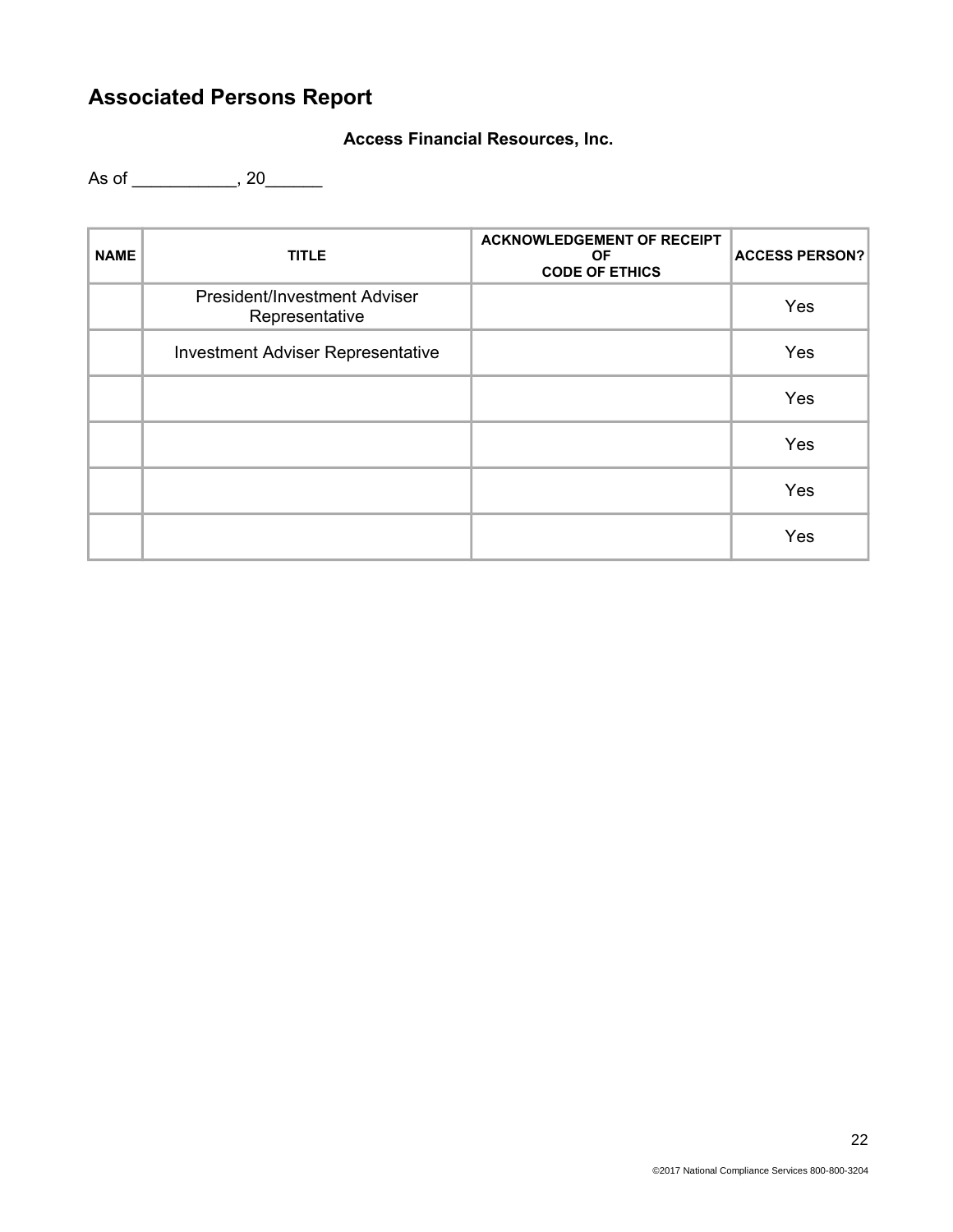# Associated Persons Report

**Access Financial Resources, Inc.**

As of ___________, 20______

| NAME | TITLE | ACKNOWLEDGEMENT OF RECEIPT OF CODE OF ETHICS | ACCESS PERSON? |
|---|---|---|---|
| | President/Investment Adviser Representative | | Yes |
| | Investment Adviser Representative | | Yes |
| | | | Yes |
| | | | Yes |
| | | | Yes |
| | | | Yes |

©2017 National Compliance Services 800-800-3204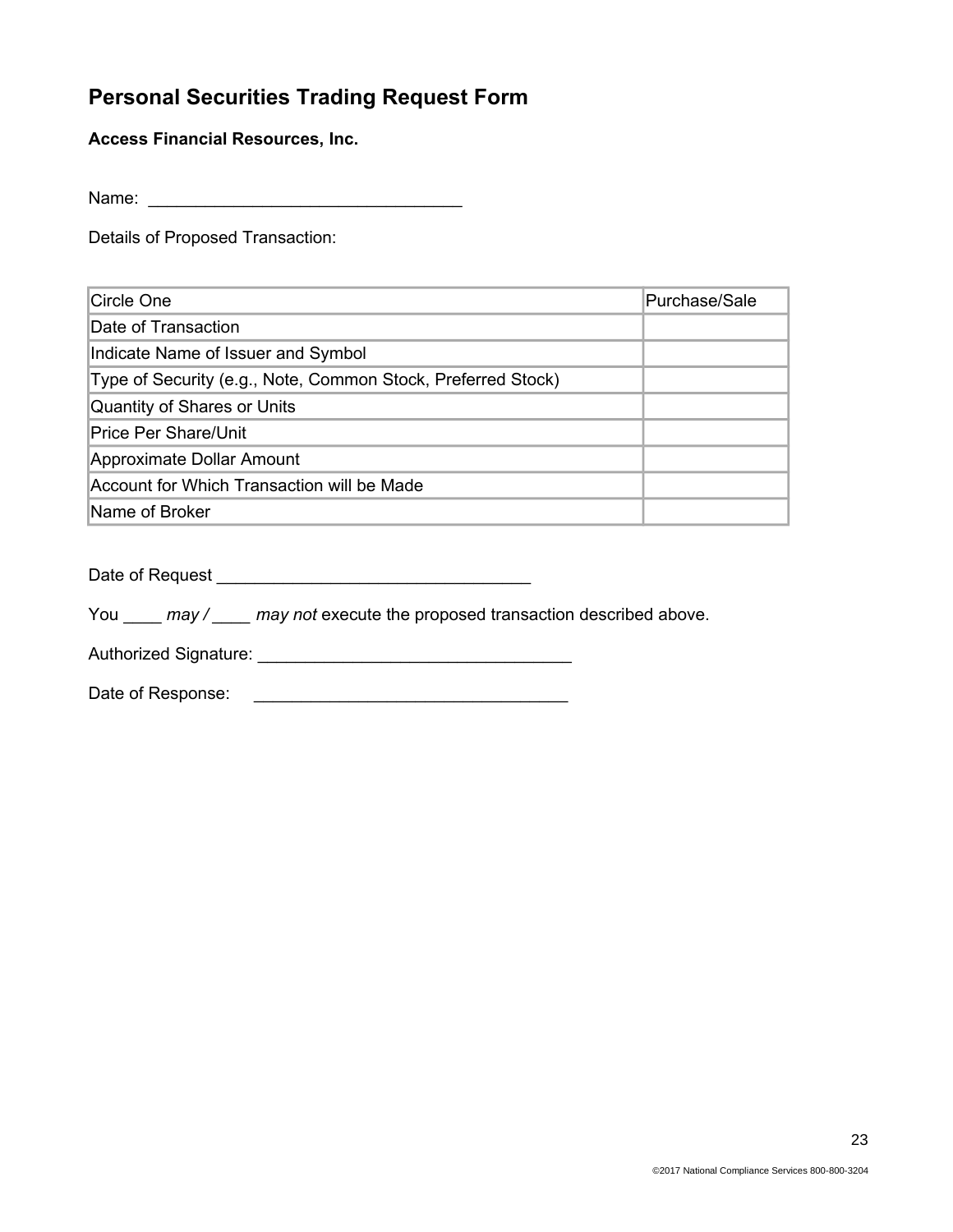# Personal Securities Trading Request Form

**Access Financial Resources, Inc.**

Name: ________________________________

Details of Proposed Transaction:

| Circle One | Purchase/Sale |
|---|---|
| Date of Transaction | |
| Indicate Name of Issuer and Symbol | |
| Type of Security (e.g., Note, Common Stock, Preferred Stock) | |
| Quantity of Shares or Units | |
| Price Per Share/Unit | |
| Approximate Dollar Amount | |
| Account for Which Transaction will be Made | |
| Name of Broker | |

Date of Request ________________________________

You ____ *may /* ____ *may not* execute the proposed transaction described above.

Authorized Signature: ________________________________

Date of Response: ________________________________

©2017 National Compliance Services 800-800-3204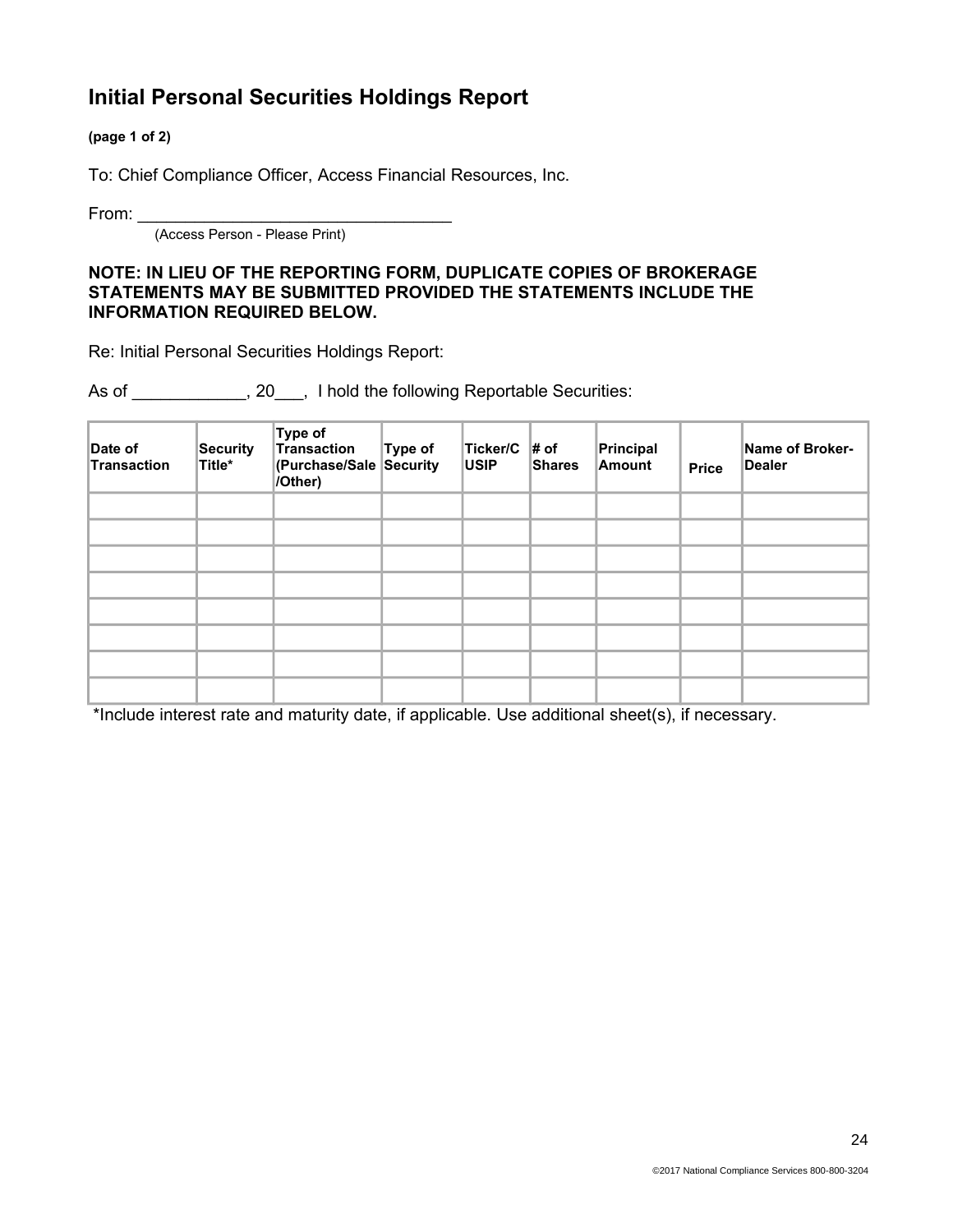# Initial Personal Securities Holdings Report

**(page 1 of 2)**

To: Chief Compliance Officer, Access Financial Resources, Inc.

From: ___________________________________
(Access Person - Please Print)

**NOTE: IN LIEU OF THE REPORTING FORM, DUPLICATE COPIES OF BROKERAGE STATEMENTS MAY BE SUBMITTED PROVIDED THE STATEMENTS INCLUDE THE INFORMATION REQUIRED BELOW.**

Re: Initial Personal Securities Holdings Report:

As of ____________, 20___, I hold the following Reportable Securities:

| Date of Transaction | Security Title* | Type of Transaction (Purchase/Sale /Other) | Type of Security | Ticker/CUSIP | # of Shares | Principal Amount | Price | Name of Broker-Dealer |
|---|---|---|---|---|---|---|---|---|
| | | | | | | | | |
| | | | | | | | | |
| | | | | | | | | |
| | | | | | | | | |
| | | | | | | | | |
| | | | | | | | | |
| | | | | | | | | |
| | | | | | | | | |

*Include interest rate and maturity date, if applicable. Use additional sheet(s), if necessary.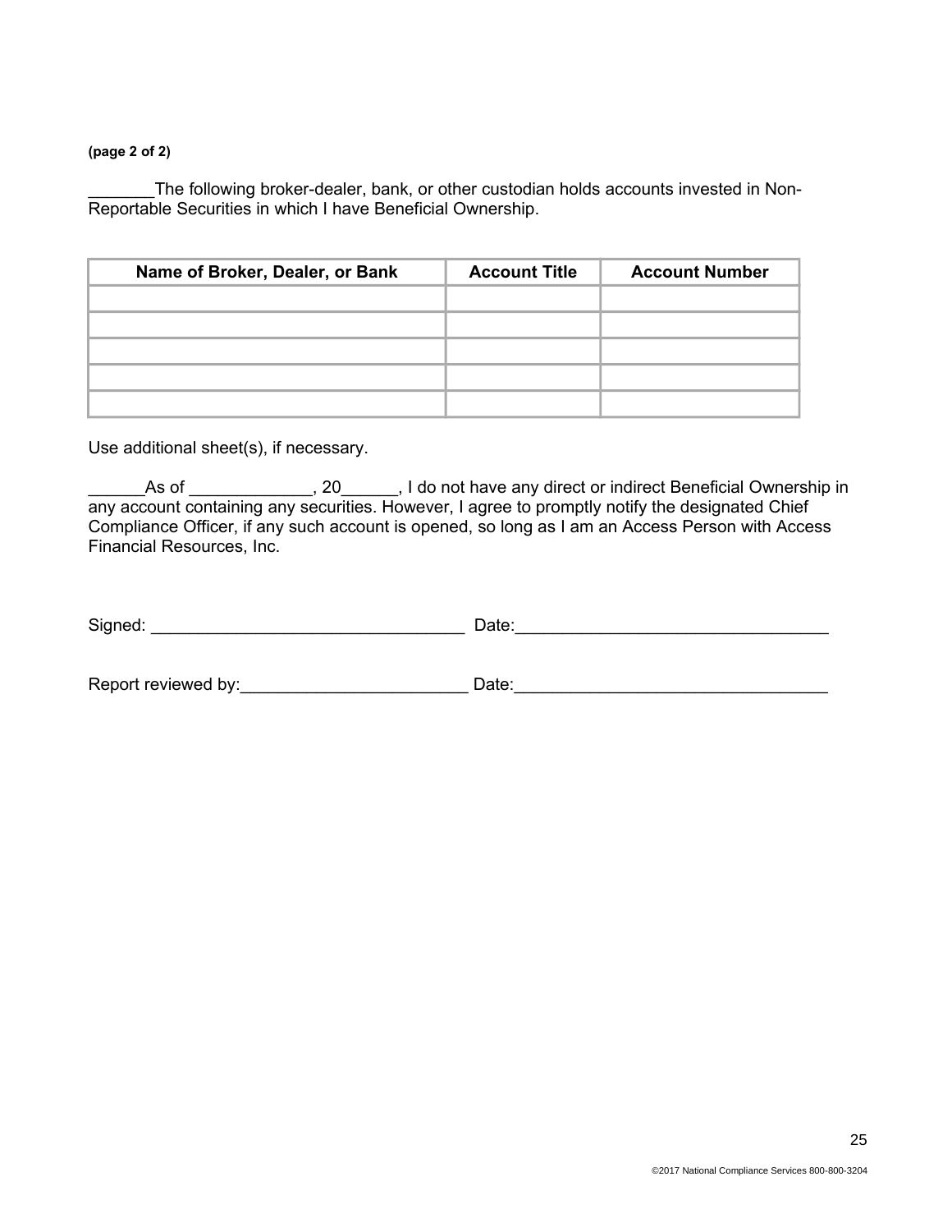**(page 2 of 2)**

_______The following broker-dealer, bank, or other custodian holds accounts invested in Non-Reportable Securities in which I have Beneficial Ownership.

| Name of Broker, Dealer, or Bank | Account Title | Account Number |
|---|---|---|
| | | |
| | | |
| | | |
| | | |
| | | |

Use additional sheet(s), if necessary.

______As of _____________, 20______, I do not have any direct or indirect Beneficial Ownership in any account containing any securities. However, I agree to promptly notify the designated Chief Compliance Officer, if any such account is opened, so long as I am an Access Person with Access Financial Resources, Inc.

Signed: _________________________________ Date:_________________________________

Report reviewed by:________________________ Date:_________________________________

©2017 National Compliance Services 800-800-3204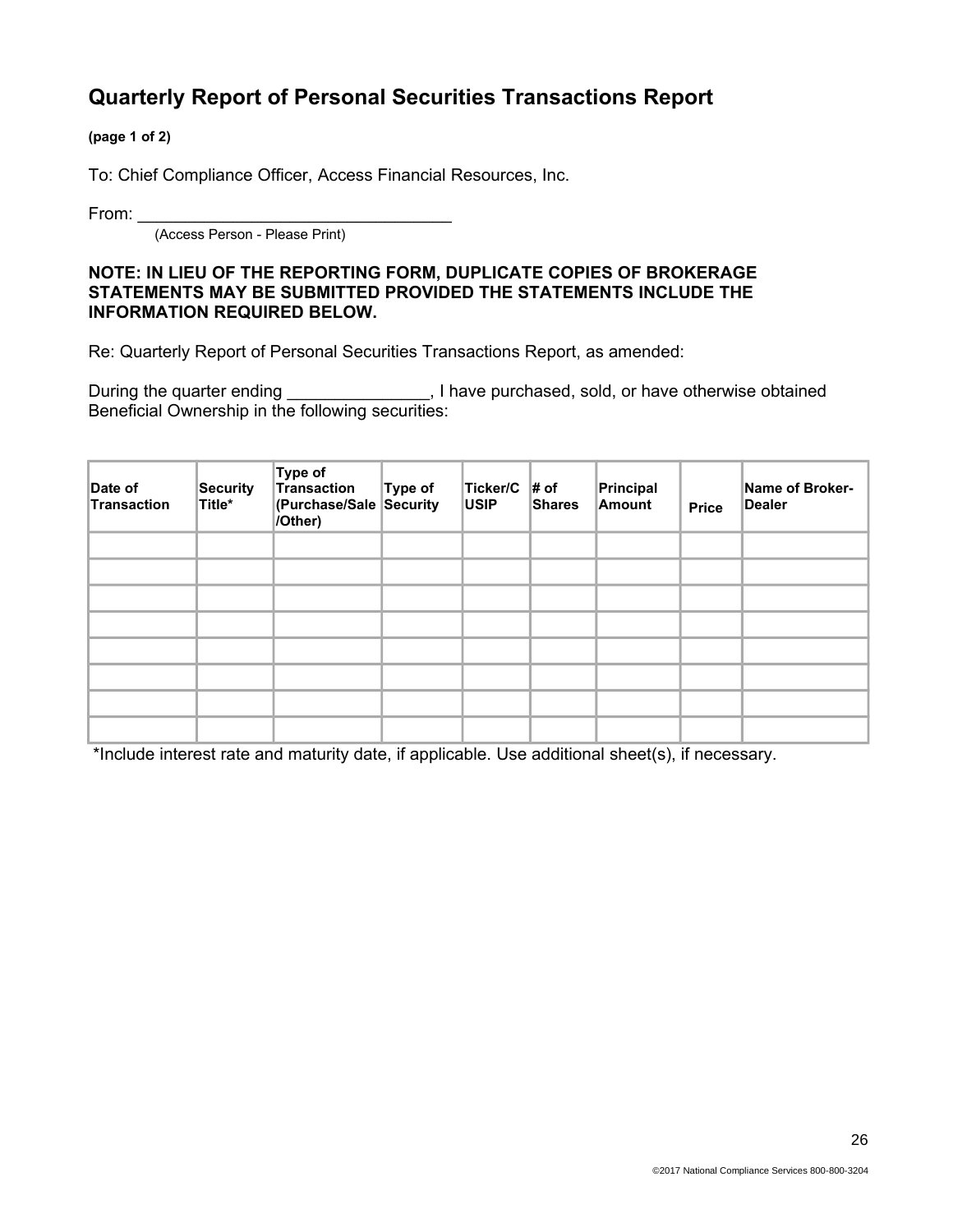# Quarterly Report of Personal Securities Transactions Report

**(page 1 of 2)**

To: Chief Compliance Officer, Access Financial Resources, Inc.

From: ________________________________
(Access Person - Please Print)

**NOTE: IN LIEU OF THE REPORTING FORM, DUPLICATE COPIES OF BROKERAGE STATEMENTS MAY BE SUBMITTED PROVIDED THE STATEMENTS INCLUDE THE INFORMATION REQUIRED BELOW.**

Re: Quarterly Report of Personal Securities Transactions Report, as amended:

During the quarter ending _______________, I have purchased, sold, or have otherwise obtained Beneficial Ownership in the following securities:

| Date of Transaction | Security Title* | Type of Transaction (Purchase/Sale /Other) | Type of Security | Ticker/CUSIP | # of Shares | Principal Amount | Price | Name of Broker-Dealer |
|---|---|---|---|---|---|---|---|---|
| | | | | | | | | |
| | | | | | | | | |
| | | | | | | | | |
| | | | | | | | | |
| | | | | | | | | |
| | | | | | | | | |
| | | | | | | | | |
| | | | | | | | | |

*Include interest rate and maturity date, if applicable. Use additional sheet(s), if necessary.

©2017 National Compliance Services 800-800-3204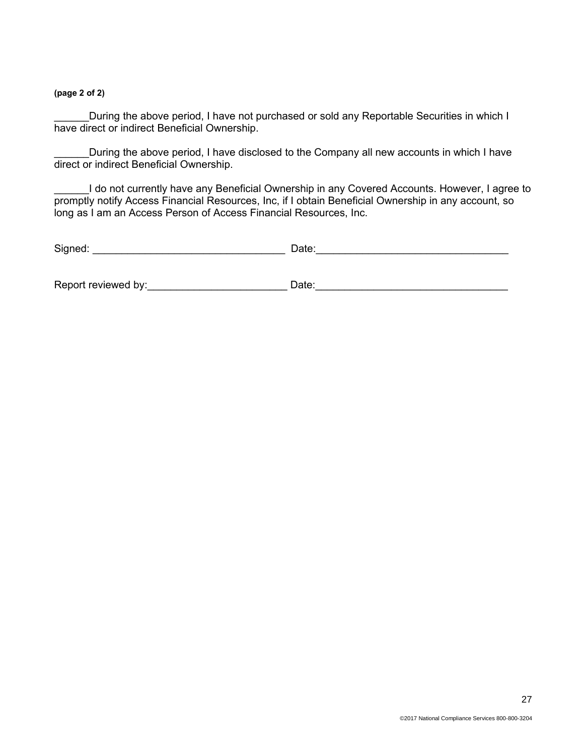**(page 2 of 2)**

______During the above period, I have not purchased or sold any Reportable Securities in which I have direct or indirect Beneficial Ownership.

______During the above period, I have disclosed to the Company all new accounts in which I have direct or indirect Beneficial Ownership.

______I do not currently have any Beneficial Ownership in any Covered Accounts. However, I agree to promptly notify Access Financial Resources, Inc, if I obtain Beneficial Ownership in any account, so long as I am an Access Person of Access Financial Resources, Inc.

Signed: ________________________________ Date:________________________________

Report reviewed by:_______________________ Date:________________________________

©2017 National Compliance Services 800-800-3204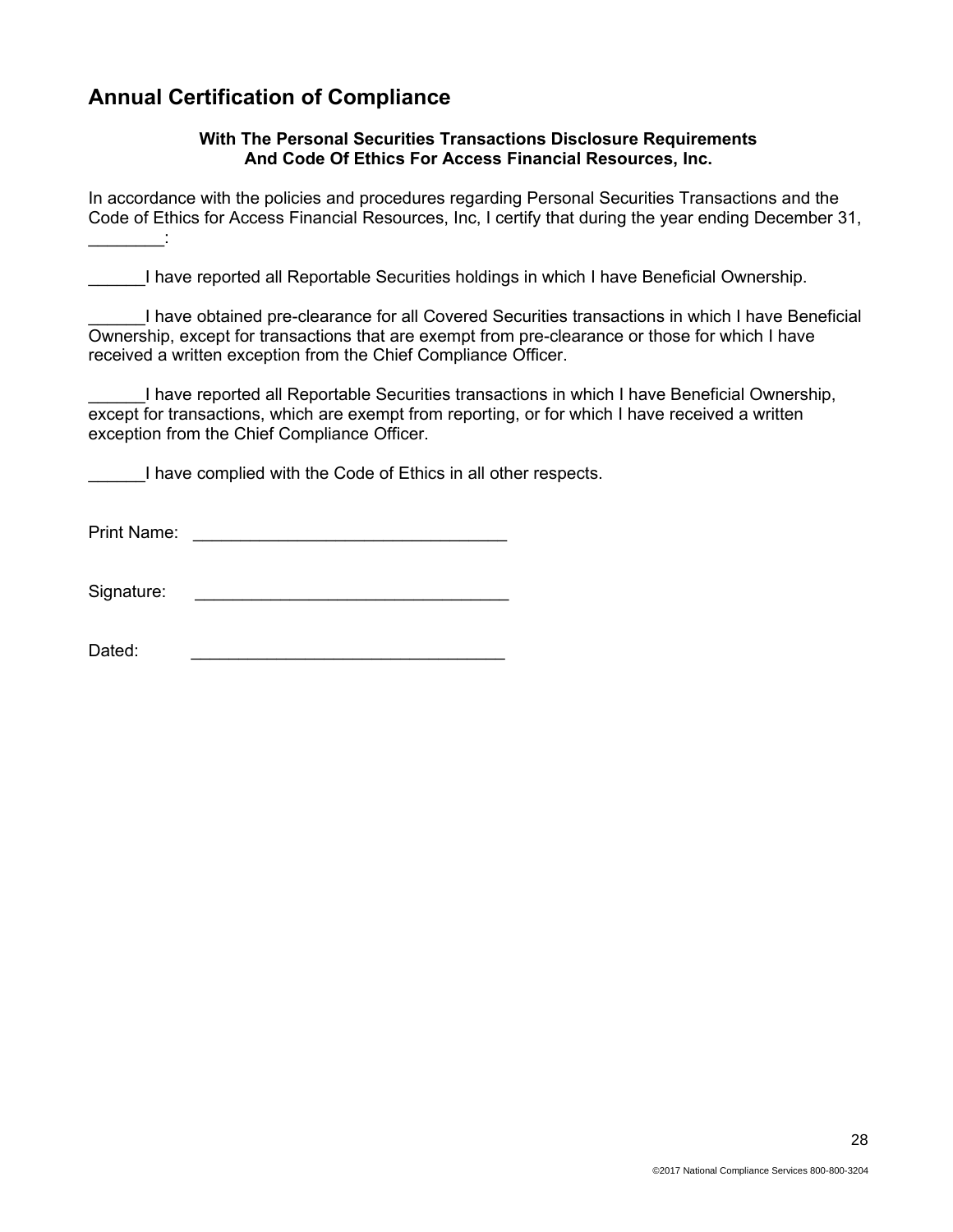## Annual Certification of Compliance

**With The Personal Securities Transactions Disclosure Requirements And Code Of Ethics For Access Financial Resources, Inc.**

In accordance with the policies and procedures regarding Personal Securities Transactions and the Code of Ethics for Access Financial Resources, Inc, I certify that during the year ending December 31, ________:

______I have reported all Reportable Securities holdings in which I have Beneficial Ownership.

______I have obtained pre-clearance for all Covered Securities transactions in which I have Beneficial Ownership, except for transactions that are exempt from pre-clearance or those for which I have received a written exception from the Chief Compliance Officer.

______I have reported all Reportable Securities transactions in which I have Beneficial Ownership, except for transactions, which are exempt from reporting, or for which I have received a written exception from the Chief Compliance Officer.

______I have complied with the Code of Ethics in all other respects.

Print Name: _________________________________

Signature: _________________________________

Dated: _________________________________

©2017 National Compliance Services 800-800-3204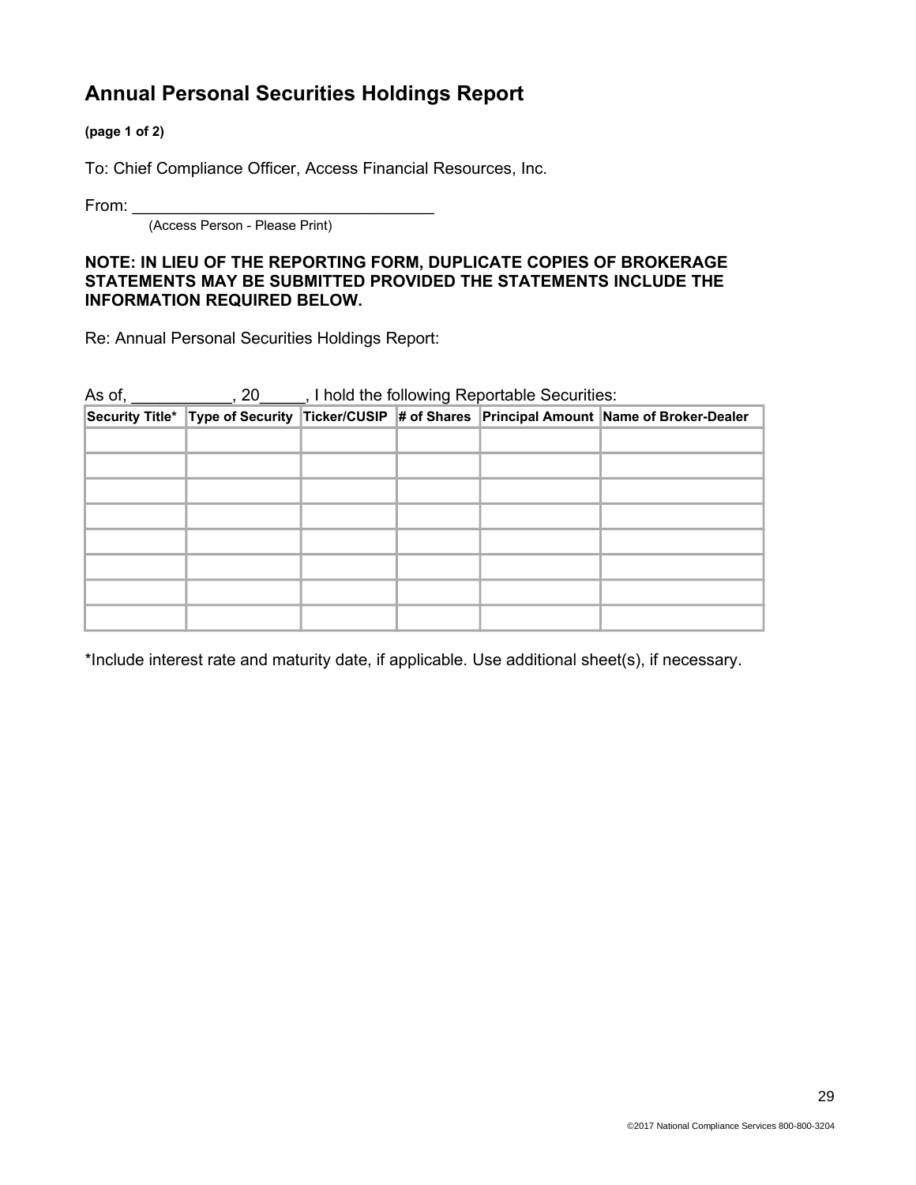# Annual Personal Securities Holdings Report

**(page 1 of 2)**

To: Chief Compliance Officer, Access Financial Resources, Inc.

From: ___________________________________
(Access Person - Please Print)

**NOTE: IN LIEU OF THE REPORTING FORM, DUPLICATE COPIES OF BROKERAGE STATEMENTS MAY BE SUBMITTED PROVIDED THE STATEMENTS INCLUDE THE INFORMATION REQUIRED BELOW.**

Re: Annual Personal Securities Holdings Report:

As of, ___________, 20_____, I hold the following Reportable Securities:

| Security Title* | Type of Security | Ticker/CUSIP | # of Shares | Principal Amount | Name of Broker-Dealer |
|---|---|---|---|---|---|
| | | | | | |
| | | | | | |
| | | | | | |
| | | | | | |
| | | | | | |
| | | | | | |
| | | | | | |
| | | | | | |

*Include interest rate and maturity date, if applicable. Use additional sheet(s), if necessary.

©2017 National Compliance Services 800-800-3204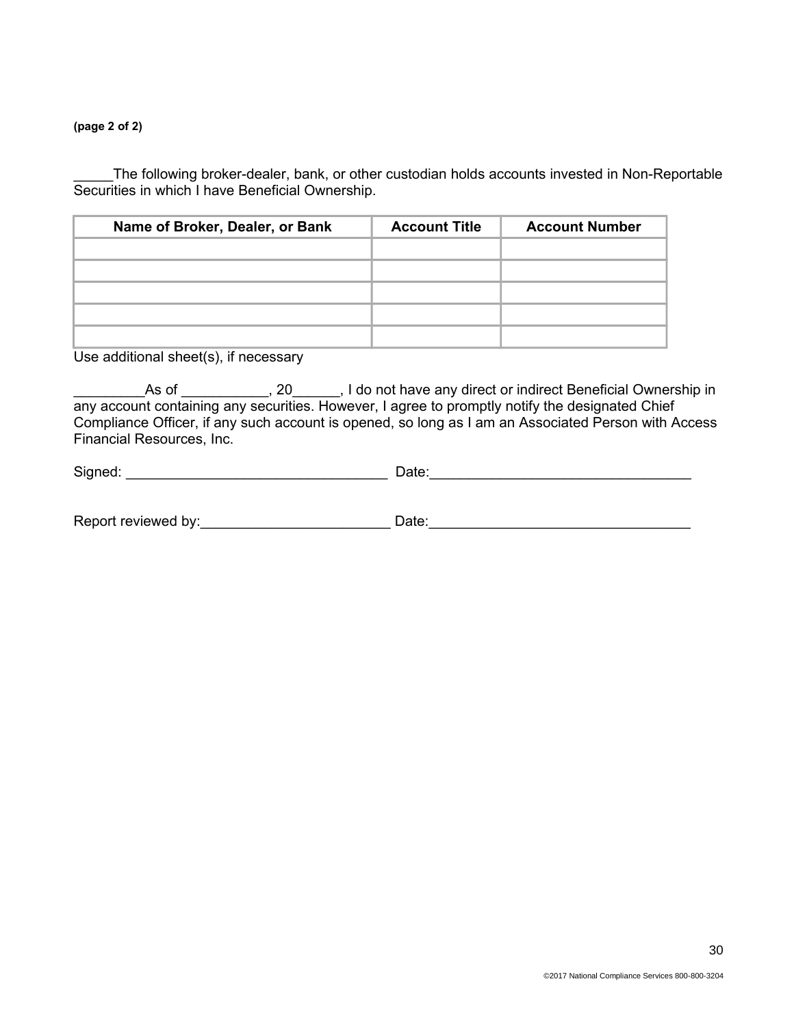**(page 2 of 2)**

_____The following broker-dealer, bank, or other custodian holds accounts invested in Non-Reportable Securities in which I have Beneficial Ownership.

| Name of Broker, Dealer, or Bank | Account Title | Account Number |
|---|---|---|
| | | |
| | | |
| | | |
| | | |
| | | |

Use additional sheet(s), if necessary

_________As of ___________, 20______, I do not have any direct or indirect Beneficial Ownership in any account containing any securities. However, I agree to promptly notify the designated Chief Compliance Officer, if any such account is opened, so long as I am an Associated Person with Access Financial Resources, Inc.

Signed: ________________________________ Date:________________________________

Report reviewed by:_______________________ Date:________________________________

©2017 National Compliance Services 800-800-3204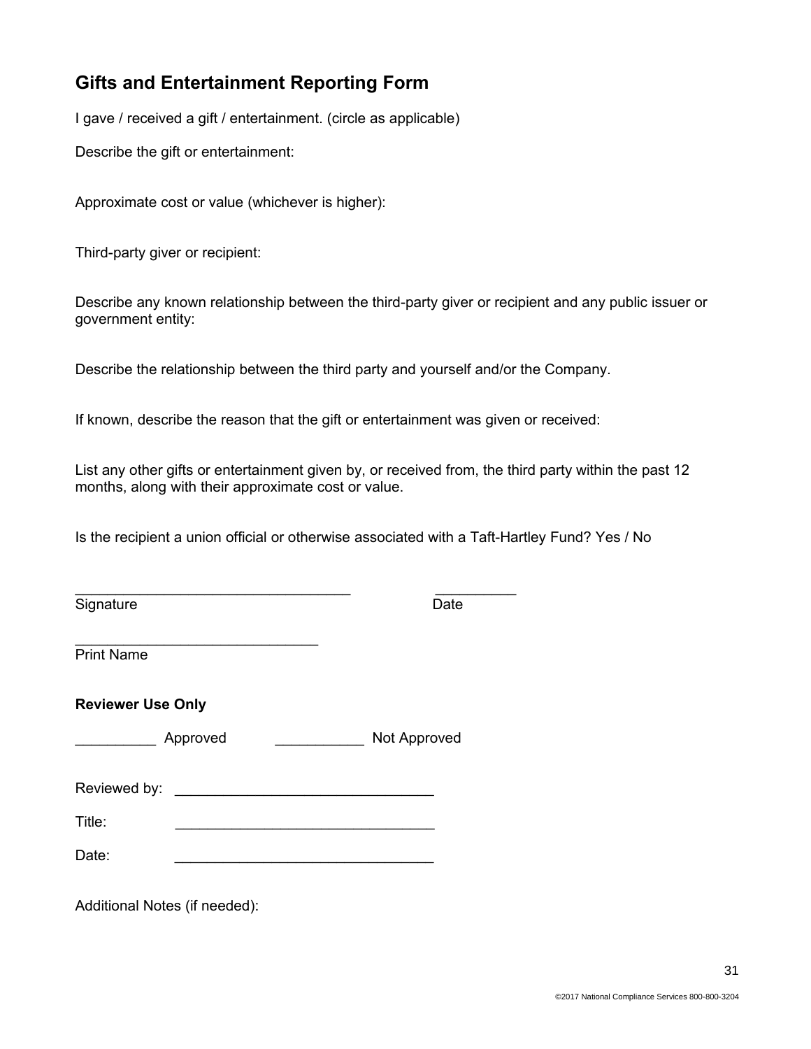## Gifts and Entertainment Reporting Form

I gave / received a gift / entertainment. (circle as applicable)

Describe the gift or entertainment:

Approximate cost or value (whichever is higher):

Third-party giver or recipient:

Describe any known relationship between the third-party giver or recipient and any public issuer or government entity:

Describe the relationship between the third party and yourself and/or the Company.

If known, describe the reason that the gift or entertainment was given or received:

List any other gifts or entertainment given by, or received from, the third party within the past 12 months, along with their approximate cost or value.

Is the recipient a union official or otherwise associated with a Taft-Hartley Fund? Yes / No

\_\_\_\_\_\_\_\_\_\_\_\_\_\_\_\_\_\_\_\_\_\_\_\_\_\_\_\_\_\_\_\_\_\_ \_\_\_\_\_\_\_\_\_\_
Signature Date

\_\_\_\_\_\_\_\_\_\_\_\_\_\_\_\_\_\_\_\_\_\_\_\_\_\_\_\_\_\_
Print Name

**Reviewer Use Only**

\_\_\_\_\_\_\_\_\_\_ Approved \_\_\_\_\_\_\_\_\_\_\_ Not Approved

Reviewed by: \_\_\_\_\_\_\_\_\_\_\_\_\_\_\_\_\_\_\_\_\_\_\_\_\_\_\_\_\_\_\_\_

Title: \_\_\_\_\_\_\_\_\_\_\_\_\_\_\_\_\_\_\_\_\_\_\_\_\_\_\_\_\_\_\_\_

Date: \_\_\_\_\_\_\_\_\_\_\_\_\_\_\_\_\_\_\_\_\_\_\_\_\_\_\_\_\_\_\_\_

Additional Notes (if needed):

©2017 National Compliance Services 800-800-3204